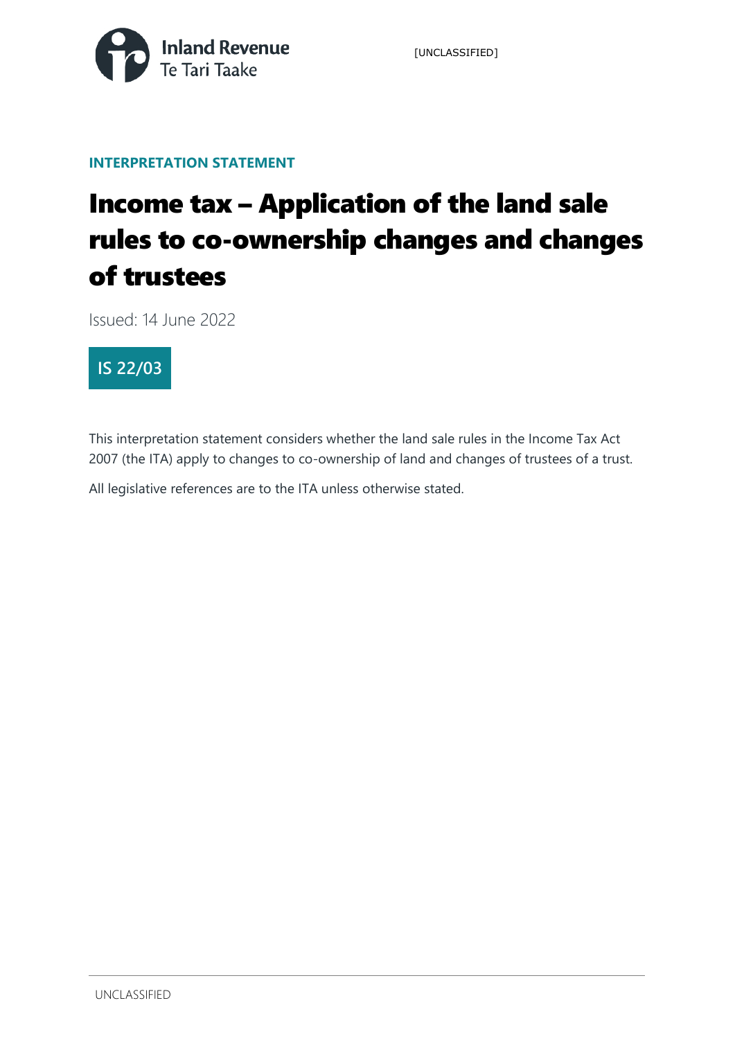INTERPRETATION STATEMENT

# Income tax – Application of the land sale rules to co-ownership changes and changes of trustees

Issued: 14 June 2022

**IS 22/03**

This interpretation statement considers whether the land sale rules in the Income Tax Act 2007 (the ITA) apply to changes to co-ownership of land and changes of trustees of a trust.

All legislative references are to the ITA unless otherwise stated.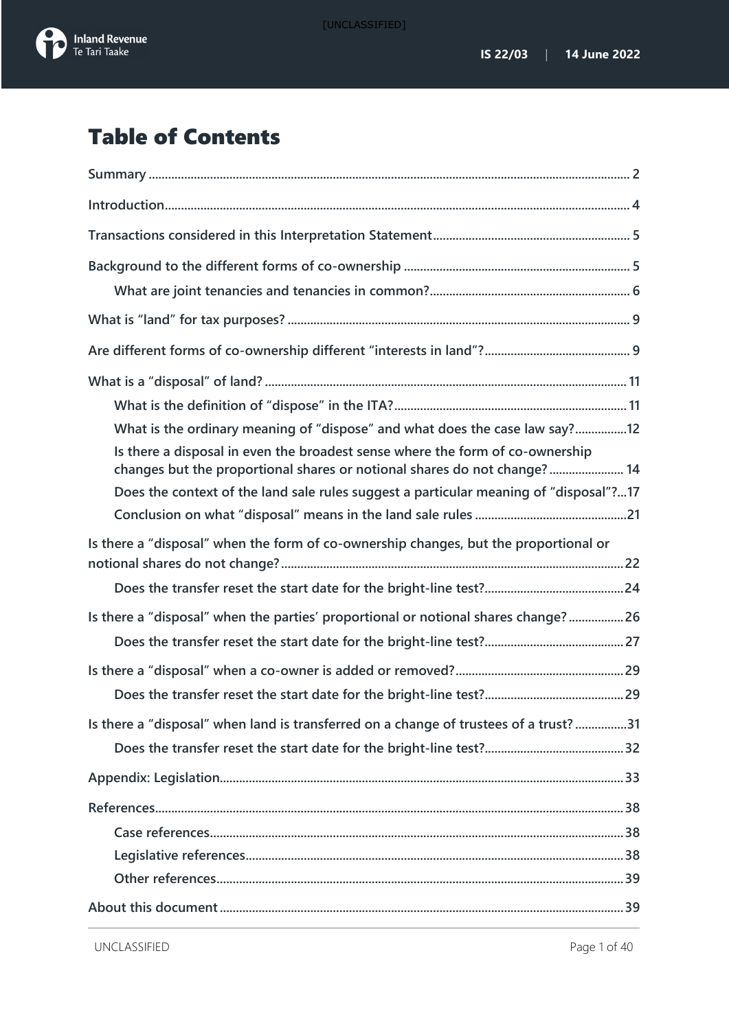# Table of Contents

- Summary ... 2
- Introduction ... 4
- Transactions considered in this Interpretation Statement ... 5
- Background to the different forms of co-ownership ... 5
  - What are joint tenancies and tenancies in common? ... 6
- What is "land" for tax purposes? ... 9
- Are different forms of co-ownership different "interests in land"? ... 9
- What is a "disposal" of land? ... 11
  - What is the definition of "dispose" in the ITA? ... 11
  - What is the ordinary meaning of "dispose" and what does the case law say? ... 12
  - Is there a disposal in even the broadest sense where the form of co-ownership changes but the proportional shares or notional shares do not change? ... 14
  - Does the context of the land sale rules suggest a particular meaning of "disposal"? ... 17
  - Conclusion on what "disposal" means in the land sale rules ... 21
- Is there a "disposal" when the form of co-ownership changes, but the proportional or notional shares do not change? ... 22
  - Does the transfer reset the start date for the bright-line test? ... 24
- Is there a "disposal" when the parties' proportional or notional shares change? ... 26
  - Does the transfer reset the start date for the bright-line test? ... 27
- Is there a "disposal" when a co-owner is added or removed? ... 29
  - Does the transfer reset the start date for the bright-line test? ... 29
- Is there a "disposal" when land is transferred on a change of trustees of a trust? ... 31
  - Does the transfer reset the start date for the bright-line test? ... 32
- Appendix: Legislation ... 33
- References ... 38
  - Case references ... 38
  - Legislative references ... 38
  - Other references ... 39
- About this document ... 39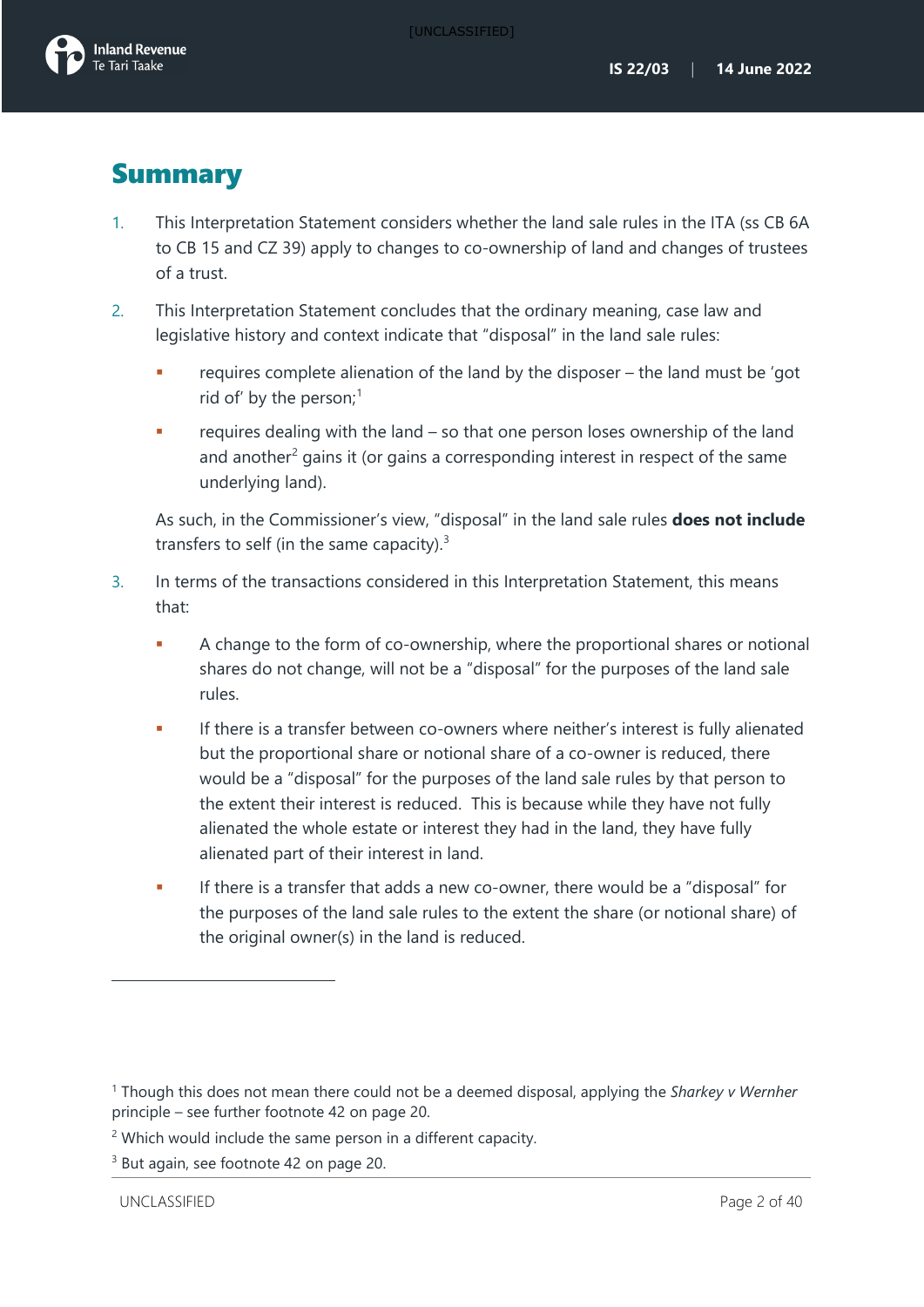# Summary

1. This Interpretation Statement considers whether the land sale rules in the ITA (ss CB 6A to CB 15 and CZ 39) apply to changes to co-ownership of land and changes of trustees of a trust.

2. This Interpretation Statement concludes that the ordinary meaning, case law and legislative history and context indicate that "disposal" in the land sale rules:

   - requires complete alienation of the land by the disposer – the land must be 'got rid of' by the person;[1]
   - requires dealing with the land – so that one person loses ownership of the land and another[2] gains it (or gains a corresponding interest in respect of the same underlying land).

   As such, in the Commissioner's view, "disposal" in the land sale rules **does not include** transfers to self (in the same capacity).[3]

3. In terms of the transactions considered in this Interpretation Statement, this means that:

   - A change to the form of co-ownership, where the proportional shares or notional shares do not change, will not be a "disposal" for the purposes of the land sale rules.
   - If there is a transfer between co-owners where neither's interest is fully alienated but the proportional share or notional share of a co-owner is reduced, there would be a "disposal" for the purposes of the land sale rules by that person to the extent their interest is reduced. This is because while they have not fully alienated the whole estate or interest they had in the land, they have fully alienated part of their interest in land.
   - If there is a transfer that adds a new co-owner, there would be a "disposal" for the purposes of the land sale rules to the extent the share (or notional share) of the original owner(s) in the land is reduced.

---

[1] Though this does not mean there could not be a deemed disposal, applying the *Sharkey v Wernher* principle – see further footnote 42 on page 20.

[2] Which would include the same person in a different capacity.

[3] But again, see footnote 42 on page 20.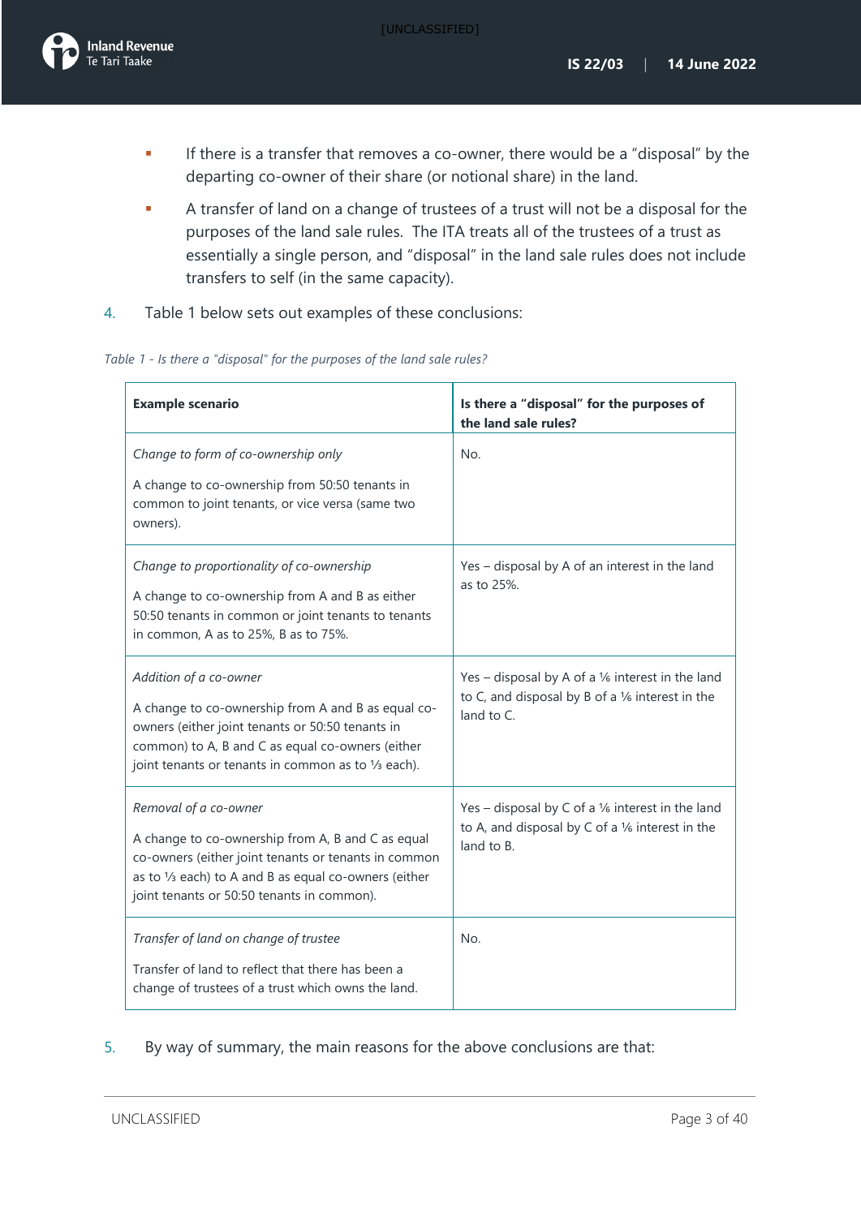- If there is a transfer that removes a co-owner, there would be a "disposal" by the departing co-owner of their share (or notional share) in the land.
- A transfer of land on a change of trustees of a trust will not be a disposal for the purposes of the land sale rules. The ITA treats all of the trustees of a trust as essentially a single person, and "disposal" in the land sale rules does not include transfers to self (in the same capacity).

4. Table 1 below sets out examples of these conclusions:

*Table 1 - Is there a "disposal" for the purposes of the land sale rules?*

| Example scenario | Is there a "disposal" for the purposes of the land sale rules? |
|---|---|
| *Change to form of co-ownership only*<br><br>A change to co-ownership from 50:50 tenants in common to joint tenants, or vice versa (same two owners). | No. |
| *Change to proportionality of co-ownership*<br><br>A change to co-ownership from A and B as either 50:50 tenants in common or joint tenants to tenants in common, A as to 25%, B as to 75%. | Yes – disposal by A of an interest in the land as to 25%. |
| *Addition of a co-owner*<br><br>A change to co-ownership from A and B as equal co-owners (either joint tenants or 50:50 tenants in common) to A, B and C as equal co-owners (either joint tenants or tenants in common as to ⅓ each). | Yes – disposal by A of a ⅙ interest in the land to C, and disposal by B of a ⅙ interest in the land to C. |
| *Removal of a co-owner*<br><br>A change to co-ownership from A, B and C as equal co-owners (either joint tenants or tenants in common as to ⅓ each) to A and B as equal co-owners (either joint tenants or 50:50 tenants in common). | Yes – disposal by C of a ⅙ interest in the land to A, and disposal by C of a ⅙ interest in the land to B. |
| *Transfer of land on change of trustee*<br><br>Transfer of land to reflect that there has been a change of trustees of a trust which owns the land. | No. |

5. By way of summary, the main reasons for the above conclusions are that: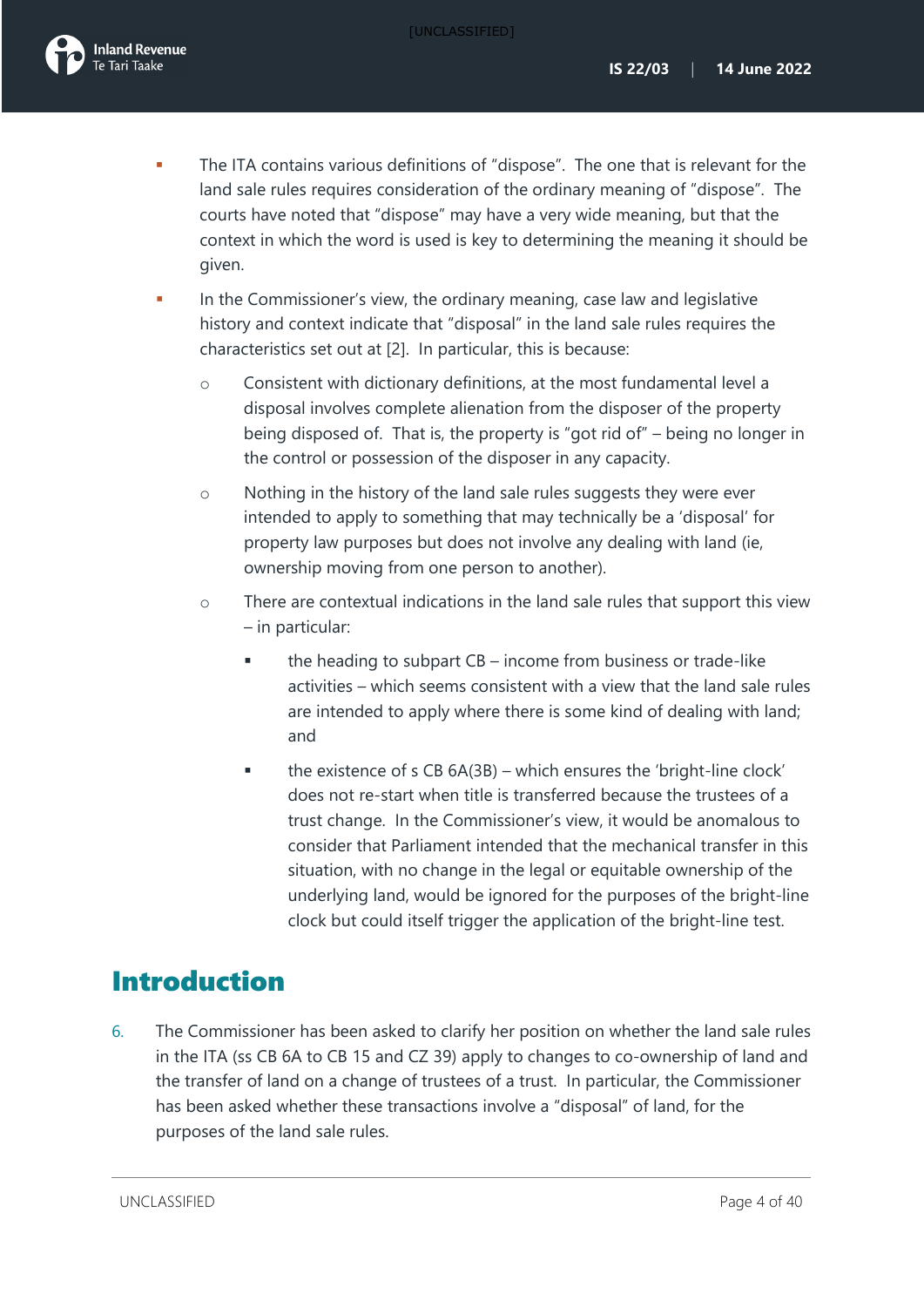- The ITA contains various definitions of "dispose". The one that is relevant for the land sale rules requires consideration of the ordinary meaning of "dispose". The courts have noted that "dispose" may have a very wide meaning, but that the context in which the word is used is key to determining the meaning it should be given.
- In the Commissioner's view, the ordinary meaning, case law and legislative history and context indicate that "disposal" in the land sale rules requires the characteristics set out at [2]. In particular, this is because:
  - Consistent with dictionary definitions, at the most fundamental level a disposal involves complete alienation from the disposer of the property being disposed of. That is, the property is "got rid of" – being no longer in the control or possession of the disposer in any capacity.
  - Nothing in the history of the land sale rules suggests they were ever intended to apply to something that may technically be a 'disposal' for property law purposes but does not involve any dealing with land (ie, ownership moving from one person to another).
  - There are contextual indications in the land sale rules that support this view – in particular:
    - the heading to subpart CB – income from business or trade-like activities – which seems consistent with a view that the land sale rules are intended to apply where there is some kind of dealing with land; and
    - the existence of s CB 6A(3B) – which ensures the 'bright-line clock' does not re-start when title is transferred because the trustees of a trust change. In the Commissioner's view, it would be anomalous to consider that Parliament intended that the mechanical transfer in this situation, with no change in the legal or equitable ownership of the underlying land, would be ignored for the purposes of the bright-line clock but could itself trigger the application of the bright-line test.

# Introduction

6. The Commissioner has been asked to clarify her position on whether the land sale rules in the ITA (ss CB 6A to CB 15 and CZ 39) apply to changes to co-ownership of land and the transfer of land on a change of trustees of a trust. In particular, the Commissioner has been asked whether these transactions involve a "disposal" of land, for the purposes of the land sale rules.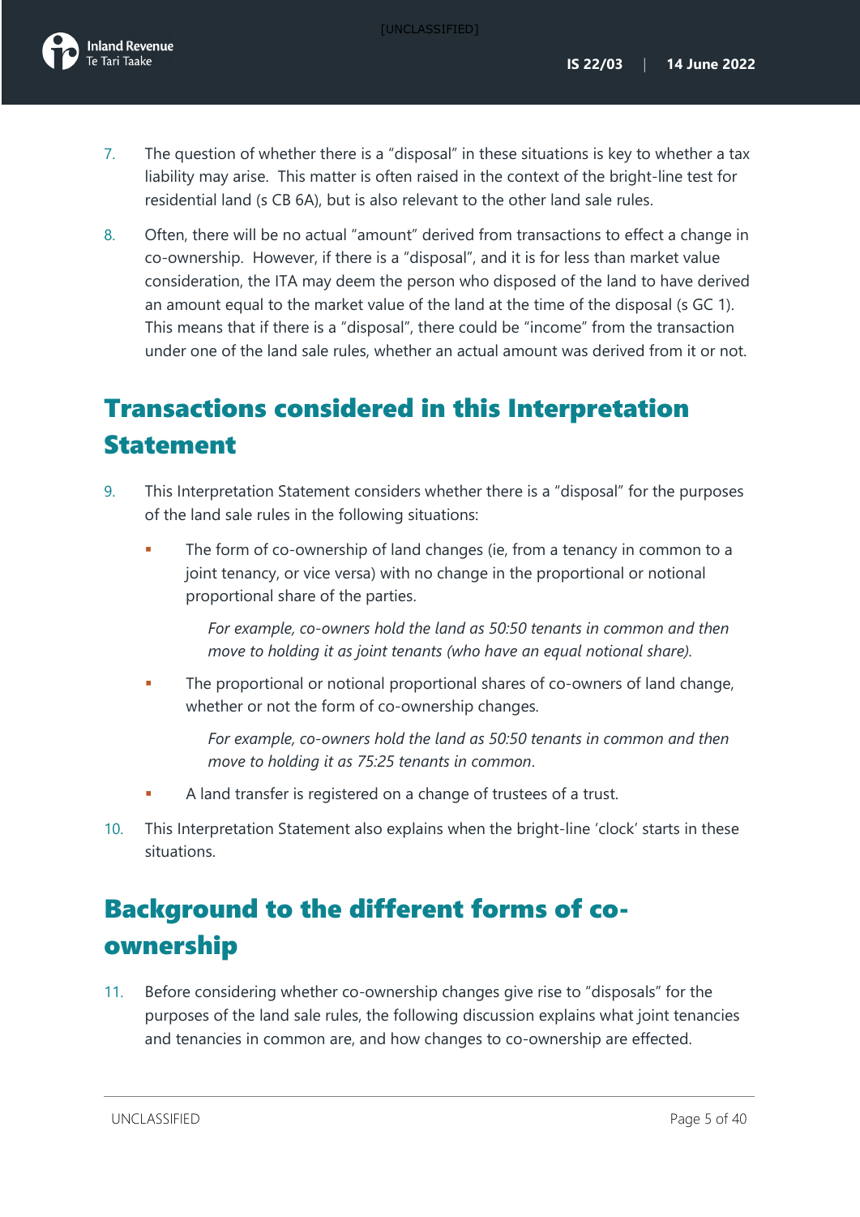7. The question of whether there is a "disposal" in these situations is key to whether a tax liability may arise. This matter is often raised in the context of the bright-line test for residential land (s CB 6A), but is also relevant to the other land sale rules.

8. Often, there will be no actual "amount" derived from transactions to effect a change in co-ownership. However, if there is a "disposal", and it is for less than market value consideration, the ITA may deem the person who disposed of the land to have derived an amount equal to the market value of the land at the time of the disposal (s GC 1). This means that if there is a "disposal", there could be "income" from the transaction under one of the land sale rules, whether an actual amount was derived from it or not.

## Transactions considered in this Interpretation Statement

9. This Interpretation Statement considers whether there is a "disposal" for the purposes of the land sale rules in the following situations:

   - The form of co-ownership of land changes (ie, from a tenancy in common to a joint tenancy, or vice versa) with no change in the proportional or notional proportional share of the parties.

     *For example, co-owners hold the land as 50:50 tenants in common and then move to holding it as joint tenants (who have an equal notional share).*

   - The proportional or notional proportional shares of co-owners of land change, whether or not the form of co-ownership changes.

     *For example, co-owners hold the land as 50:50 tenants in common and then move to holding it as 75:25 tenants in common.*

   - A land transfer is registered on a change of trustees of a trust.

10. This Interpretation Statement also explains when the bright-line 'clock' starts in these situations.

## Background to the different forms of co-ownership

11. Before considering whether co-ownership changes give rise to "disposals" for the purposes of the land sale rules, the following discussion explains what joint tenancies and tenancies in common are, and how changes to co-ownership are effected.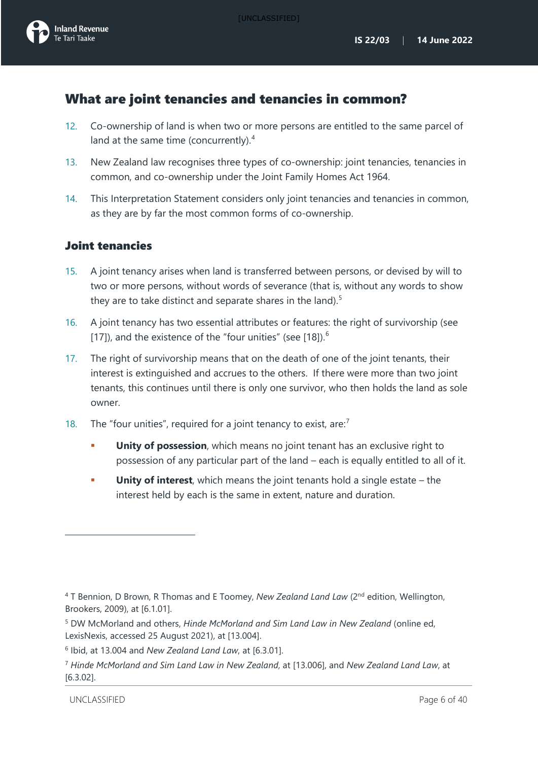## What are joint tenancies and tenancies in common?

12. Co-ownership of land is when two or more persons are entitled to the same parcel of land at the same time (concurrently).[4]

13. New Zealand law recognises three types of co-ownership: joint tenancies, tenancies in common, and co-ownership under the Joint Family Homes Act 1964.

14. This Interpretation Statement considers only joint tenancies and tenancies in common, as they are by far the most common forms of co-ownership.

### Joint tenancies

15. A joint tenancy arises when land is transferred between persons, or devised by will to two or more persons, without words of severance (that is, without any words to show they are to take distinct and separate shares in the land).[5]

16. A joint tenancy has two essential attributes or features: the right of survivorship (see [17]), and the existence of the "four unities" (see [18]).[6]

17. The right of survivorship means that on the death of one of the joint tenants, their interest is extinguished and accrues to the others. If there were more than two joint tenants, this continues until there is only one survivor, who then holds the land as sole owner.

18. The "four unities", required for a joint tenancy to exist, are:[7]

    - **Unity of possession**, which means no joint tenant has an exclusive right to possession of any particular part of the land – each is equally entitled to all of it.
    - **Unity of interest**, which means the joint tenants hold a single estate – the interest held by each is the same in extent, nature and duration.

---

[4] T Bennion, D Brown, R Thomas and E Toomey, *New Zealand Land Law* (2nd edition, Wellington, Brookers, 2009), at [6.1.01].

[5] DW McMorland and others, *Hinde McMorland and Sim Land Law in New Zealand* (online ed, LexisNexis, accessed 25 August 2021), at [13.004].

[6] Ibid, at 13.004 and *New Zealand Land Law*, at [6.3.01].

[7] *Hinde McMorland and Sim Land Law in New Zealand*, at [13.006], and *New Zealand Land Law*, at [6.3.02].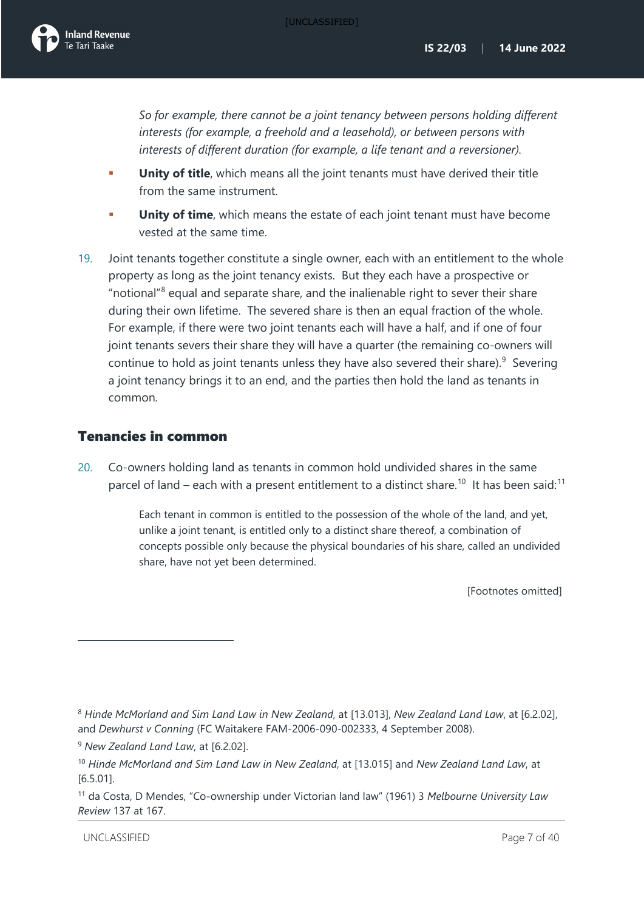*So for example, there cannot be a joint tenancy between persons holding different interests (for example, a freehold and a leasehold), or between persons with interests of different duration (for example, a life tenant and a reversioner).*

- **Unity of title**, which means all the joint tenants must have derived their title from the same instrument.
- **Unity of time**, which means the estate of each joint tenant must have become vested at the same time.

19. Joint tenants together constitute a single owner, each with an entitlement to the whole property as long as the joint tenancy exists. But they each have a prospective or "notional"[8] equal and separate share, and the inalienable right to sever their share during their own lifetime. The severed share is then an equal fraction of the whole. For example, if there were two joint tenants each will have a half, and if one of four joint tenants severs their share they will have a quarter (the remaining co-owners will continue to hold as joint tenants unless they have also severed their share).[9] Severing a joint tenancy brings it to an end, and the parties then hold the land as tenants in common.

## Tenancies in common

20. Co-owners holding land as tenants in common hold undivided shares in the same parcel of land – each with a present entitlement to a distinct share.[10] It has been said:[11]

> Each tenant in common is entitled to the possession of the whole of the land, and yet, unlike a joint tenant, is entitled only to a distinct share thereof, a combination of concepts possible only because the physical boundaries of his share, called an undivided share, have not yet been determined.
>
> [Footnotes omitted]

---

[8] *Hinde McMorland and Sim Land Law in New Zealand*, at [13.013], *New Zealand Land Law*, at [6.2.02], and *Dewhurst v Conning* (FC Waitakere FAM-2006-090-002333, 4 September 2008).

[9] *New Zealand Land Law*, at [6.2.02].

[10] *Hinde McMorland and Sim Land Law in New Zealand*, at [13.015] and *New Zealand Land Law*, at [6.5.01].

[11] da Costa, D Mendes, "Co-ownership under Victorian land law" (1961) 3 *Melbourne University Law Review* 137 at 167.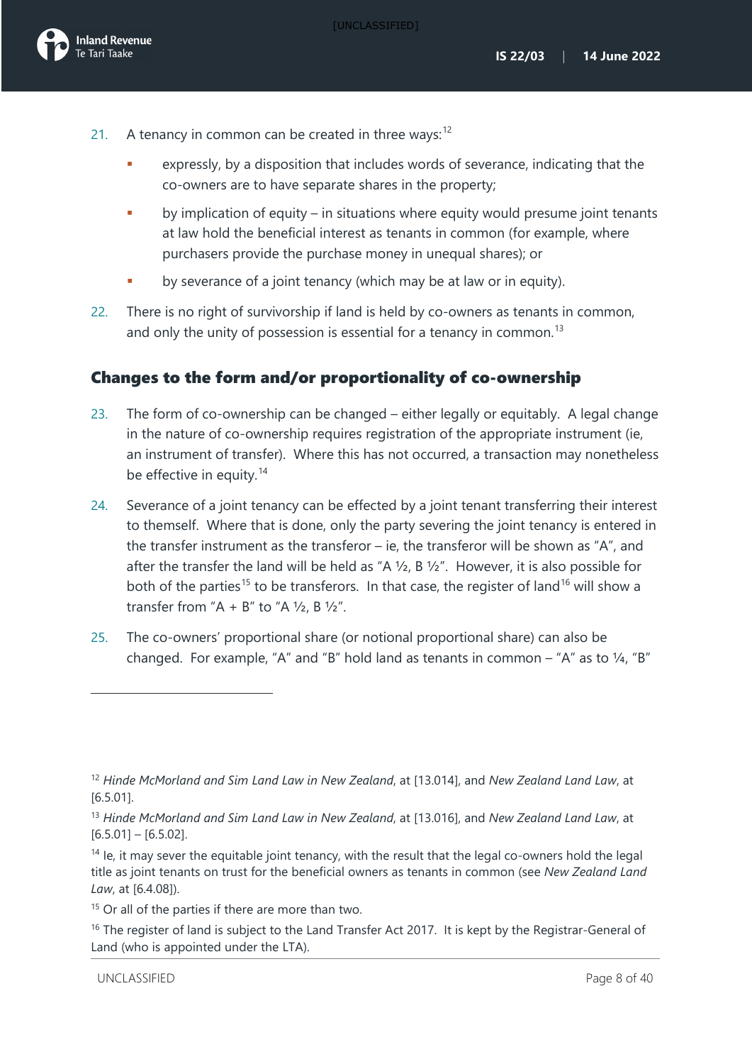21. A tenancy in common can be created in three ways:[12]

    - expressly, by a disposition that includes words of severance, indicating that the co-owners are to have separate shares in the property;
    - by implication of equity – in situations where equity would presume joint tenants at law hold the beneficial interest as tenants in common (for example, where purchasers provide the purchase money in unequal shares); or
    - by severance of a joint tenancy (which may be at law or in equity).

22. There is no right of survivorship if land is held by co-owners as tenants in common, and only the unity of possession is essential for a tenancy in common.[13]

## Changes to the form and/or proportionality of co-ownership

23. The form of co-ownership can be changed – either legally or equitably. A legal change in the nature of co-ownership requires registration of the appropriate instrument (ie, an instrument of transfer). Where this has not occurred, a transaction may nonetheless be effective in equity.[14]

24. Severance of a joint tenancy can be effected by a joint tenant transferring their interest to themself. Where that is done, only the party severing the joint tenancy is entered in the transfer instrument as the transferor – ie, the transferor will be shown as "A", and after the transfer the land will be held as "A ½, B ½". However, it is also possible for both of the parties[15] to be transferors. In that case, the register of land[16] will show a transfer from "A + B" to "A ½, B ½".

25. The co-owners' proportional share (or notional proportional share) can also be changed. For example, "A" and "B" hold land as tenants in common – "A" as to ¼, "B"

---

[12] *Hinde McMorland and Sim Land Law in New Zealand*, at [13.014], and *New Zealand Land Law*, at [6.5.01].

[13] *Hinde McMorland and Sim Land Law in New Zealand*, at [13.016], and *New Zealand Land Law*, at [6.5.01] – [6.5.02].

[14] Ie, it may sever the equitable joint tenancy, with the result that the legal co-owners hold the legal title as joint tenants on trust for the beneficial owners as tenants in common (see *New Zealand Land Law*, at [6.4.08]).

[15] Or all of the parties if there are more than two.

[16] The register of land is subject to the Land Transfer Act 2017. It is kept by the Registrar-General of Land (who is appointed under the LTA).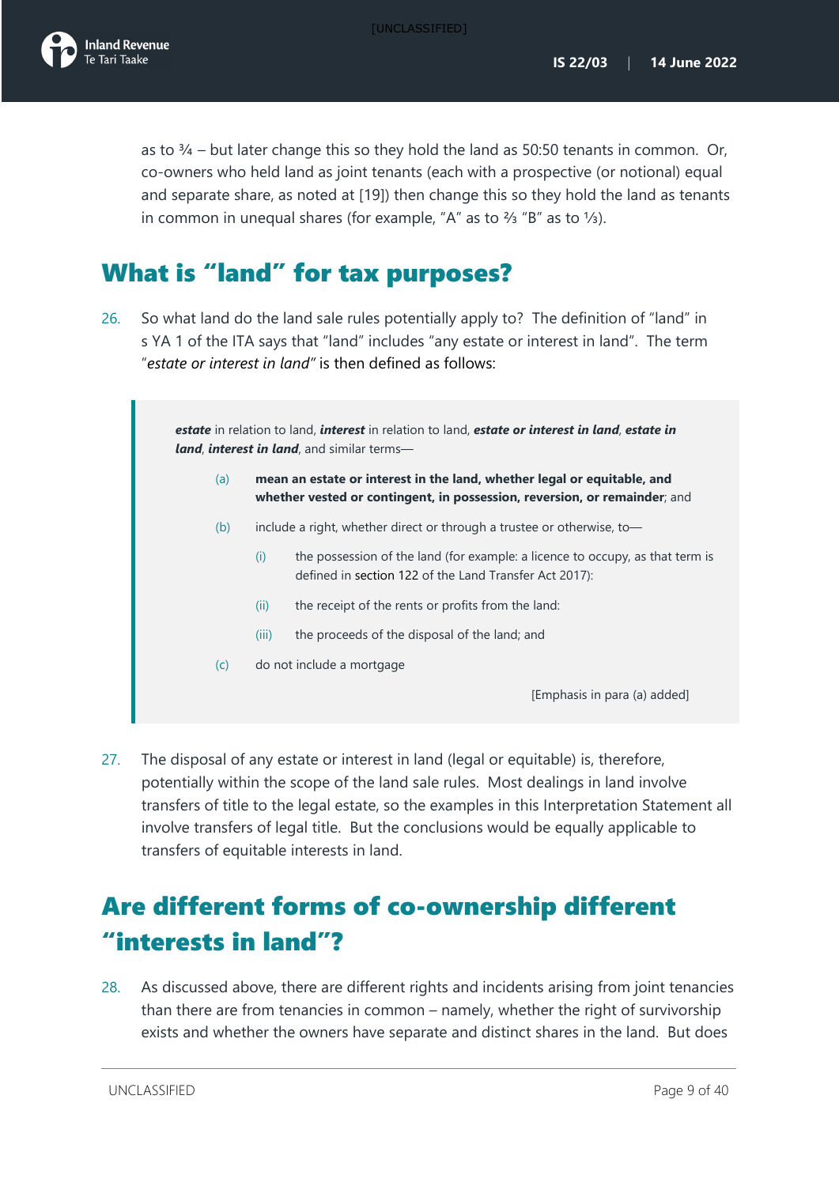as to ¾ – but later change this so they hold the land as 50:50 tenants in common. Or, co-owners who held land as joint tenants (each with a prospective (or notional) equal and separate share, as noted at [19]) then change this so they hold the land as tenants in common in unequal shares (for example, "A" as to ⅔ "B" as to ⅓).

## What is "land" for tax purposes?

26. So what land do the land sale rules potentially apply to? The definition of "land" in s YA 1 of the ITA says that "land" includes "any estate or interest in land". The term "*estate or interest in land*" is then defined as follows:

> ***estate*** in relation to land, ***interest*** in relation to land, ***estate or interest in land***, ***estate in land***, ***interest in land***, and similar terms—
>
> (a) **mean an estate or interest in the land, whether legal or equitable, and whether vested or contingent, in possession, reversion, or remainder**; and
>
> (b) include a right, whether direct or through a trustee or otherwise, to—
>
> (i) the possession of the land (for example: a licence to occupy, as that term is defined in section 122 of the Land Transfer Act 2017):
>
> (ii) the receipt of the rents or profits from the land:
>
> (iii) the proceeds of the disposal of the land; and
>
> (c) do not include a mortgage
>
> [Emphasis in para (a) added]

27. The disposal of any estate or interest in land (legal or equitable) is, therefore, potentially within the scope of the land sale rules. Most dealings in land involve transfers of title to the legal estate, so the examples in this Interpretation Statement all involve transfers of legal title. But the conclusions would be equally applicable to transfers of equitable interests in land.

## Are different forms of co-ownership different "interests in land"?

28. As discussed above, there are different rights and incidents arising from joint tenancies than there are from tenancies in common – namely, whether the right of survivorship exists and whether the owners have separate and distinct shares in the land. But does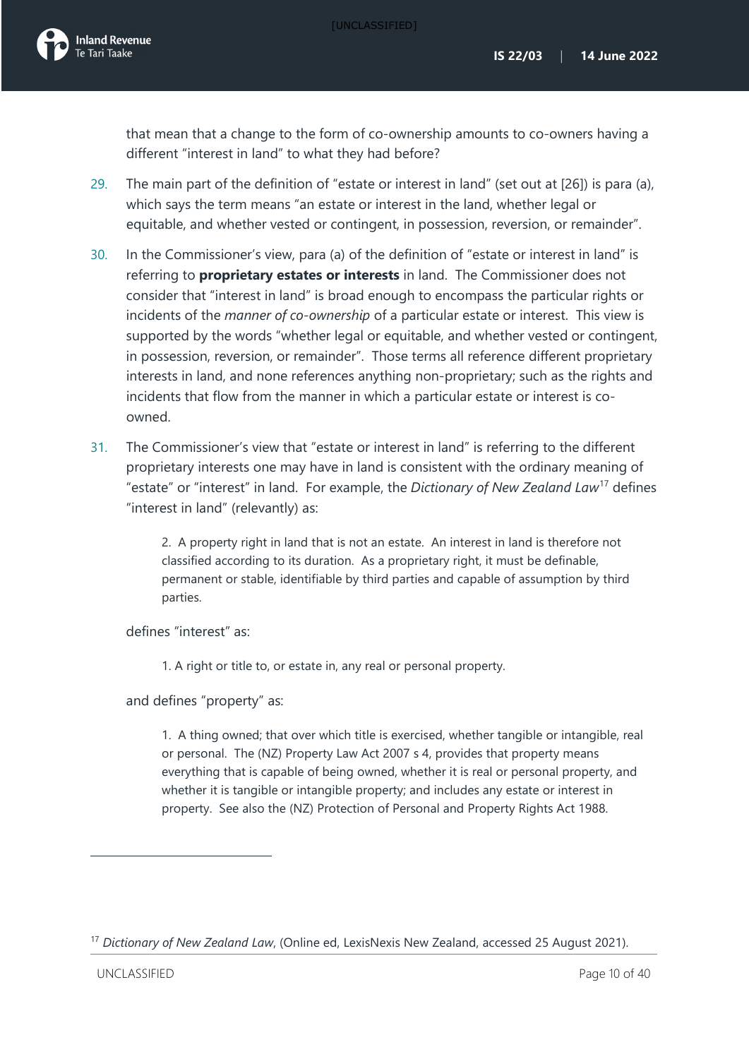that mean that a change to the form of co-ownership amounts to co-owners having a different "interest in land" to what they had before?

29. The main part of the definition of "estate or interest in land" (set out at [26]) is para (a), which says the term means "an estate or interest in the land, whether legal or equitable, and whether vested or contingent, in possession, reversion, or remainder".

30. In the Commissioner's view, para (a) of the definition of "estate or interest in land" is referring to **proprietary estates or interests** in land. The Commissioner does not consider that "interest in land" is broad enough to encompass the particular rights or incidents of the *manner of co-ownership* of a particular estate or interest. This view is supported by the words "whether legal or equitable, and whether vested or contingent, in possession, reversion, or remainder". Those terms all reference different proprietary interests in land, and none references anything non-proprietary; such as the rights and incidents that flow from the manner in which a particular estate or interest is co-owned.

31. The Commissioner's view that "estate or interest in land" is referring to the different proprietary interests one may have in land is consistent with the ordinary meaning of "estate" or "interest" in land. For example, the *Dictionary of New Zealand Law*[17] defines "interest in land" (relevantly) as:

> 2. A property right in land that is not an estate. An interest in land is therefore not classified according to its duration. As a proprietary right, it must be definable, permanent or stable, identifiable by third parties and capable of assumption by third parties.

defines "interest" as:

> 1. A right or title to, or estate in, any real or personal property.

and defines "property" as:

> 1. A thing owned; that over which title is exercised, whether tangible or intangible, real or personal. The (NZ) Property Law Act 2007 s 4, provides that property means everything that is capable of being owned, whether it is real or personal property, and whether it is tangible or intangible property; and includes any estate or interest in property. See also the (NZ) Protection of Personal and Property Rights Act 1988.

---

[17] *Dictionary of New Zealand Law*, (Online ed, LexisNexis New Zealand, accessed 25 August 2021).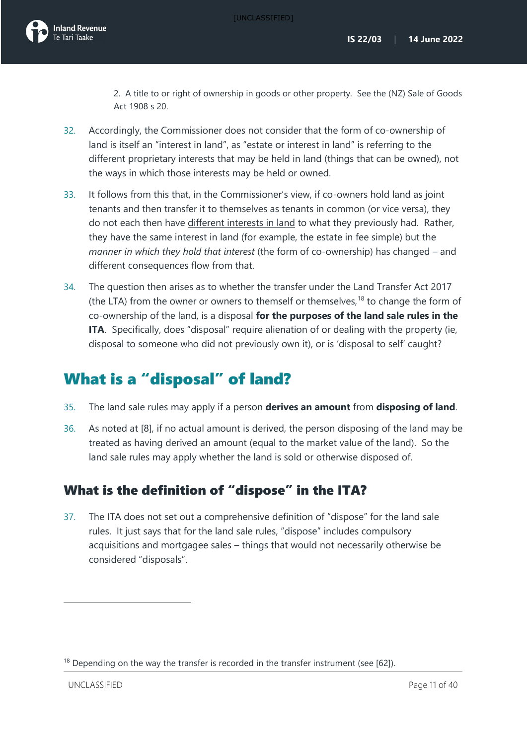2. A title to or right of ownership in goods or other property. See the (NZ) Sale of Goods Act 1908 s 20.

32. Accordingly, the Commissioner does not consider that the form of co-ownership of land is itself an "interest in land", as "estate or interest in land" is referring to the different proprietary interests that may be held in land (things that can be owned), not the ways in which those interests may be held or owned.

33. It follows from this that, in the Commissioner's view, if co-owners hold land as joint tenants and then transfer it to themselves as tenants in common (or vice versa), they do not each then have different interests in land to what they previously had. Rather, they have the same interest in land (for example, the estate in fee simple) but the *manner in which they hold that interest* (the form of co-ownership) has changed – and different consequences flow from that.

34. The question then arises as to whether the transfer under the Land Transfer Act 2017 (the LTA) from the owner or owners to themself or themselves,[18] to change the form of co-ownership of the land, is a disposal **for the purposes of the land sale rules in the ITA**. Specifically, does "disposal" require alienation of or dealing with the property (ie, disposal to someone who did not previously own it), or is 'disposal to self' caught?

## What is a "disposal" of land?

35. The land sale rules may apply if a person **derives an amount** from **disposing of land**.

36. As noted at [8], if no actual amount is derived, the person disposing of the land may be treated as having derived an amount (equal to the market value of the land). So the land sale rules may apply whether the land is sold or otherwise disposed of.

### What is the definition of "dispose" in the ITA?

37. The ITA does not set out a comprehensive definition of "dispose" for the land sale rules. It just says that for the land sale rules, "dispose" includes compulsory acquisitions and mortgagee sales – things that would not necessarily otherwise be considered "disposals".

---

[18] Depending on the way the transfer is recorded in the transfer instrument (see [62]).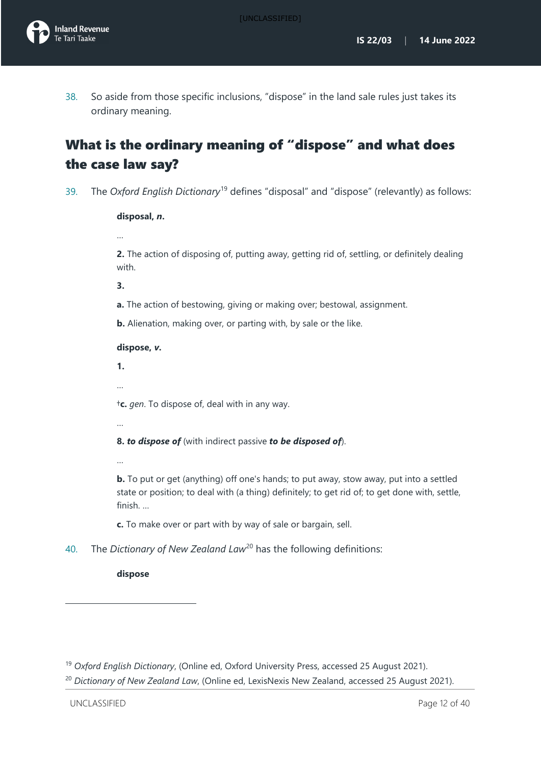38. So aside from those specific inclusions, "dispose" in the land sale rules just takes its ordinary meaning.

## What is the ordinary meaning of "dispose" and what does the case law say?

39. The *Oxford English Dictionary*[19] defines "disposal" and "dispose" (relevantly) as follows:

> **disposal, *n*.**
>
> …
>
> **2.** The action of disposing of, putting away, getting rid of, settling, or definitely dealing with.
>
> **3.**
>
> **a.** The action of bestowing, giving or making over; bestowal, assignment.
>
> **b.** Alienation, making over, or parting with, by sale or the like.
>
> **dispose, *v*.**
>
> **1.**
>
> …
>
> †**c.** *gen*. To dispose of, deal with in any way.
>
> …
>
> **8.** ***to dispose of*** (with indirect passive ***to be disposed of***).
>
> …
>
> **b.** To put or get (anything) off one's hands; to put away, stow away, put into a settled state or position; to deal with (a thing) definitely; to get rid of; to get done with, settle, finish. …
>
> **c.** To make over or part with by way of sale or bargain, sell.

40. The *Dictionary of New Zealand Law*[20] has the following definitions:

> **dispose**

[19] *Oxford English Dictionary*, (Online ed, Oxford University Press, accessed 25 August 2021).

[20] *Dictionary of New Zealand Law*, (Online ed, LexisNexis New Zealand, accessed 25 August 2021).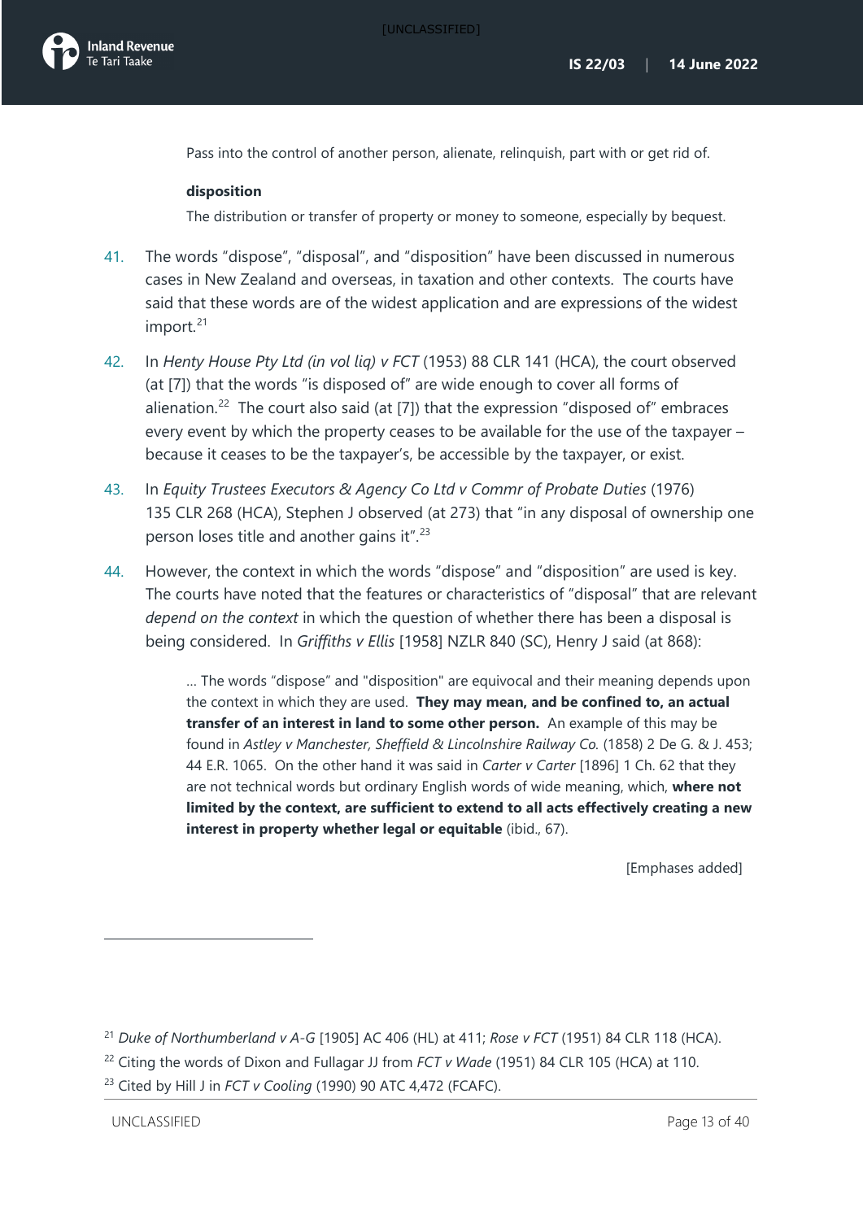Pass into the control of another person, alienate, relinquish, part with or get rid of.

**disposition**

The distribution or transfer of property or money to someone, especially by bequest.

41. The words "dispose", "disposal", and "disposition" have been discussed in numerous cases in New Zealand and overseas, in taxation and other contexts. The courts have said that these words are of the widest application and are expressions of the widest import.[21]

42. In *Henty House Pty Ltd (in vol liq) v FCT* (1953) 88 CLR 141 (HCA), the court observed (at [7]) that the words "is disposed of" are wide enough to cover all forms of alienation.[22] The court also said (at [7]) that the expression "disposed of" embraces every event by which the property ceases to be available for the use of the taxpayer – because it ceases to be the taxpayer's, be accessible by the taxpayer, or exist.

43. In *Equity Trustees Executors & Agency Co Ltd v Commr of Probate Duties* (1976) 135 CLR 268 (HCA), Stephen J observed (at 273) that "in any disposal of ownership one person loses title and another gains it".[23]

44. However, the context in which the words "dispose" and "disposition" are used is key. The courts have noted that the features or characteristics of "disposal" that are relevant *depend on the context* in which the question of whether there has been a disposal is being considered. In *Griffiths v Ellis* [1958] NZLR 840 (SC), Henry J said (at 868):

> … The words "dispose" and "disposition" are equivocal and their meaning depends upon the context in which they are used. **They may mean, and be confined to, an actual transfer of an interest in land to some other person.** An example of this may be found in *Astley v Manchester, Sheffield & Lincolnshire Railway Co.* (1858) 2 De G. & J. 453; 44 E.R. 1065. On the other hand it was said in *Carter v Carter* [1896] 1 Ch. 62 that they are not technical words but ordinary English words of wide meaning, which, **where not limited by the context, are sufficient to extend to all acts effectively creating a new interest in property whether legal or equitable** (ibid., 67).
>
> [Emphases added]

---

[21] *Duke of Northumberland v A-G* [1905] AC 406 (HL) at 411; *Rose v FCT* (1951) 84 CLR 118 (HCA).

[22] Citing the words of Dixon and Fullagar JJ from *FCT v Wade* (1951) 84 CLR 105 (HCA) at 110.

[23] Cited by Hill J in *FCT v Cooling* (1990) 90 ATC 4,472 (FCAFC).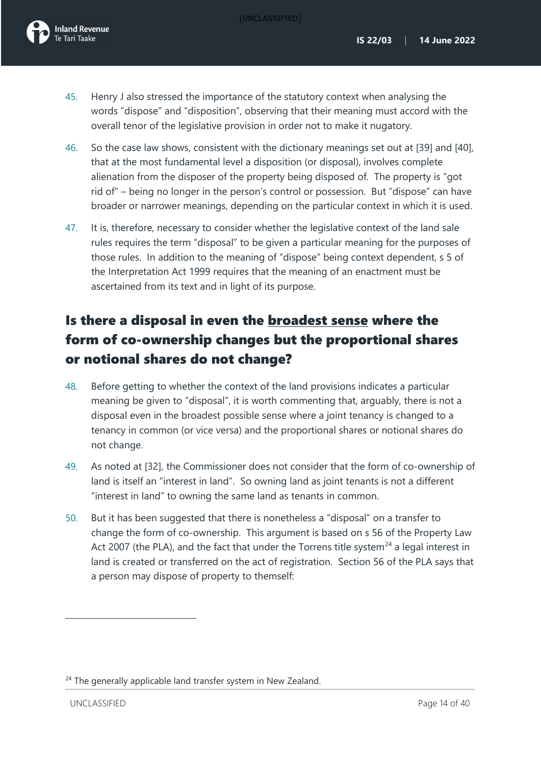45. Henry J also stressed the importance of the statutory context when analysing the words "dispose" and "disposition", observing that their meaning must accord with the overall tenor of the legislative provision in order not to make it nugatory.

46. So the case law shows, consistent with the dictionary meanings set out at [39] and [40], that at the most fundamental level a disposition (or disposal), involves complete alienation from the disposer of the property being disposed of. The property is "got rid of" – being no longer in the person's control or possession. But "dispose" can have broader or narrower meanings, depending on the particular context in which it is used.

47. It is, therefore, necessary to consider whether the legislative context of the land sale rules requires the term "disposal" to be given a particular meaning for the purposes of those rules. In addition to the meaning of "dispose" being context dependent, s 5 of the Interpretation Act 1999 requires that the meaning of an enactment must be ascertained from its text and in light of its purpose.

## Is there a disposal in even the broadest sense where the form of co-ownership changes but the proportional shares or notional shares do not change?

48. Before getting to whether the context of the land provisions indicates a particular meaning be given to "disposal", it is worth commenting that, arguably, there is not a disposal even in the broadest possible sense where a joint tenancy is changed to a tenancy in common (or vice versa) and the proportional shares or notional shares do not change.

49. As noted at [32], the Commissioner does not consider that the form of co-ownership of land is itself an "interest in land". So owning land as joint tenants is not a different "interest in land" to owning the same land as tenants in common.

50. But it has been suggested that there is nonetheless a "disposal" on a transfer to change the form of co-ownership. This argument is based on s 56 of the Property Law Act 2007 (the PLA), and the fact that under the Torrens title system[24] a legal interest in land is created or transferred on the act of registration. Section 56 of the PLA says that a person may dispose of property to themself:

[24] The generally applicable land transfer system in New Zealand.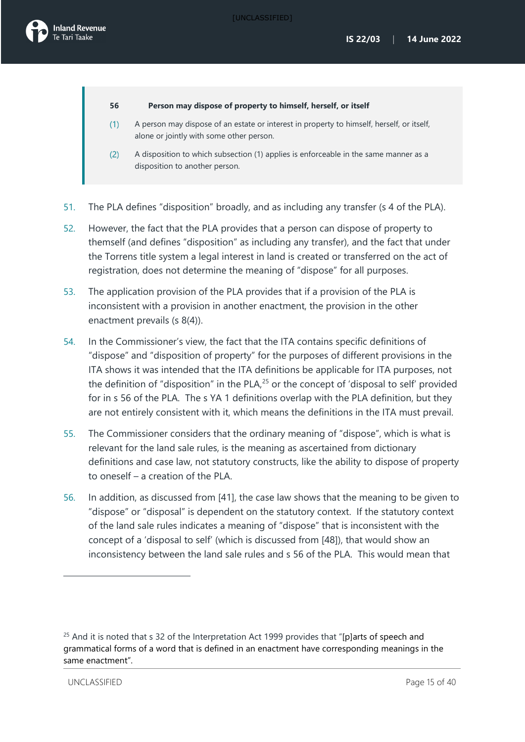> **56 Person may dispose of property to himself, herself, or itself**
>
> (1) A person may dispose of an estate or interest in property to himself, herself, or itself, alone or jointly with some other person.
>
> (2) A disposition to which subsection (1) applies is enforceable in the same manner as a disposition to another person.

51. The PLA defines "disposition" broadly, and as including any transfer (s 4 of the PLA).

52. However, the fact that the PLA provides that a person can dispose of property to themself (and defines "disposition" as including any transfer), and the fact that under the Torrens title system a legal interest in land is created or transferred on the act of registration, does not determine the meaning of "dispose" for all purposes.

53. The application provision of the PLA provides that if a provision of the PLA is inconsistent with a provision in another enactment, the provision in the other enactment prevails (s 8(4)).

54. In the Commissioner's view, the fact that the ITA contains specific definitions of "dispose" and "disposition of property" for the purposes of different provisions in the ITA shows it was intended that the ITA definitions be applicable for ITA purposes, not the definition of "disposition" in the PLA,[25] or the concept of 'disposal to self' provided for in s 56 of the PLA. The s YA 1 definitions overlap with the PLA definition, but they are not entirely consistent with it, which means the definitions in the ITA must prevail.

55. The Commissioner considers that the ordinary meaning of "dispose", which is what is relevant for the land sale rules, is the meaning as ascertained from dictionary definitions and case law, not statutory constructs, like the ability to dispose of property to oneself – a creation of the PLA.

56. In addition, as discussed from [41], the case law shows that the meaning to be given to "dispose" or "disposal" is dependent on the statutory context. If the statutory context of the land sale rules indicates a meaning of "dispose" that is inconsistent with the concept of a 'disposal to self' (which is discussed from [48]), that would show an inconsistency between the land sale rules and s 56 of the PLA. This would mean that

---

[25] And it is noted that s 32 of the Interpretation Act 1999 provides that "[p]arts of speech and grammatical forms of a word that is defined in an enactment have corresponding meanings in the same enactment".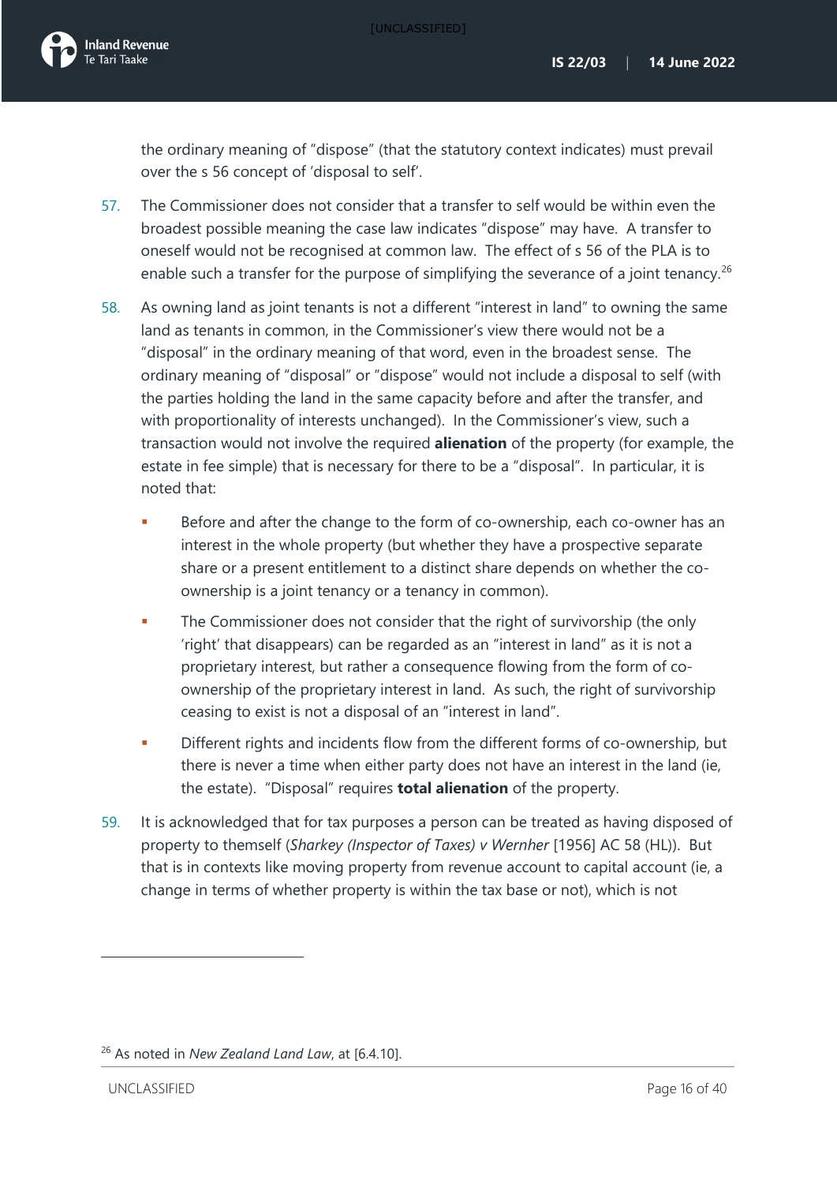the ordinary meaning of "dispose" (that the statutory context indicates) must prevail over the s 56 concept of 'disposal to self'.

57. The Commissioner does not consider that a transfer to self would be within even the broadest possible meaning the case law indicates "dispose" may have. A transfer to oneself would not be recognised at common law. The effect of s 56 of the PLA is to enable such a transfer for the purpose of simplifying the severance of a joint tenancy.[26]

58. As owning land as joint tenants is not a different "interest in land" to owning the same land as tenants in common, in the Commissioner's view there would not be a "disposal" in the ordinary meaning of that word, even in the broadest sense. The ordinary meaning of "disposal" or "dispose" would not include a disposal to self (with the parties holding the land in the same capacity before and after the transfer, and with proportionality of interests unchanged). In the Commissioner's view, such a transaction would not involve the required **alienation** of the property (for example, the estate in fee simple) that is necessary for there to be a "disposal". In particular, it is noted that:

   - Before and after the change to the form of co-ownership, each co-owner has an interest in the whole property (but whether they have a prospective separate share or a present entitlement to a distinct share depends on whether the co-ownership is a joint tenancy or a tenancy in common).
   - The Commissioner does not consider that the right of survivorship (the only 'right' that disappears) can be regarded as an "interest in land" as it is not a proprietary interest, but rather a consequence flowing from the form of co-ownership of the proprietary interest in land. As such, the right of survivorship ceasing to exist is not a disposal of an "interest in land".
   - Different rights and incidents flow from the different forms of co-ownership, but there is never a time when either party does not have an interest in the land (ie, the estate). "Disposal" requires **total alienation** of the property.

59. It is acknowledged that for tax purposes a person can be treated as having disposed of property to themself (*Sharkey (Inspector of Taxes) v Wernher* [1956] AC 58 (HL)). But that is in contexts like moving property from revenue account to capital account (ie, a change in terms of whether property is within the tax base or not), which is not

[26] As noted in *New Zealand Land Law*, at [6.4.10].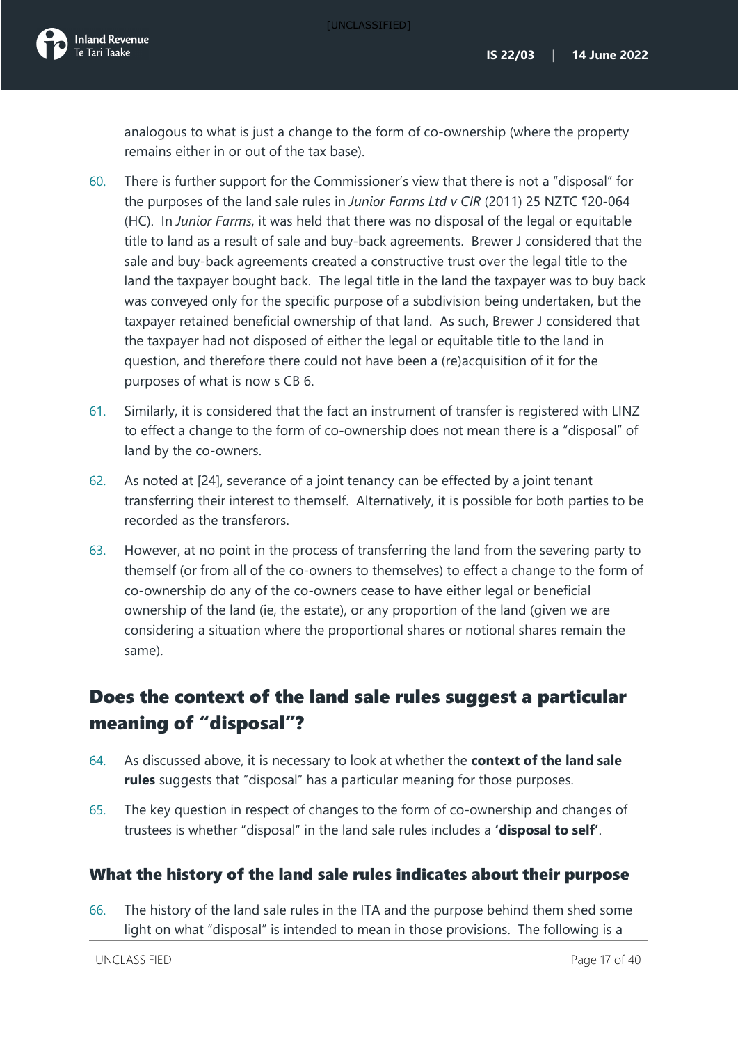analogous to what is just a change to the form of co-ownership (where the property remains either in or out of the tax base).

60. There is further support for the Commissioner's view that there is not a "disposal" for the purposes of the land sale rules in *Junior Farms Ltd v CIR* (2011) 25 NZTC ¶20-064 (HC). In *Junior Farms*, it was held that there was no disposal of the legal or equitable title to land as a result of sale and buy-back agreements. Brewer J considered that the sale and buy-back agreements created a constructive trust over the legal title to the land the taxpayer bought back. The legal title in the land the taxpayer was to buy back was conveyed only for the specific purpose of a subdivision being undertaken, but the taxpayer retained beneficial ownership of that land. As such, Brewer J considered that the taxpayer had not disposed of either the legal or equitable title to the land in question, and therefore there could not have been a (re)acquisition of it for the purposes of what is now s CB 6.

61. Similarly, it is considered that the fact an instrument of transfer is registered with LINZ to effect a change to the form of co-ownership does not mean there is a "disposal" of land by the co-owners.

62. As noted at [24], severance of a joint tenancy can be effected by a joint tenant transferring their interest to themself. Alternatively, it is possible for both parties to be recorded as the transferors.

63. However, at no point in the process of transferring the land from the severing party to themself (or from all of the co-owners to themselves) to effect a change to the form of co-ownership do any of the co-owners cease to have either legal or beneficial ownership of the land (ie, the estate), or any proportion of the land (given we are considering a situation where the proportional shares or notional shares remain the same).

## Does the context of the land sale rules suggest a particular meaning of "disposal"?

64. As discussed above, it is necessary to look at whether the **context of the land sale rules** suggests that "disposal" has a particular meaning for those purposes.

65. The key question in respect of changes to the form of co-ownership and changes of trustees is whether "disposal" in the land sale rules includes a **'disposal to self'**.

### What the history of the land sale rules indicates about their purpose

66. The history of the land sale rules in the ITA and the purpose behind them shed some light on what "disposal" is intended to mean in those provisions. The following is a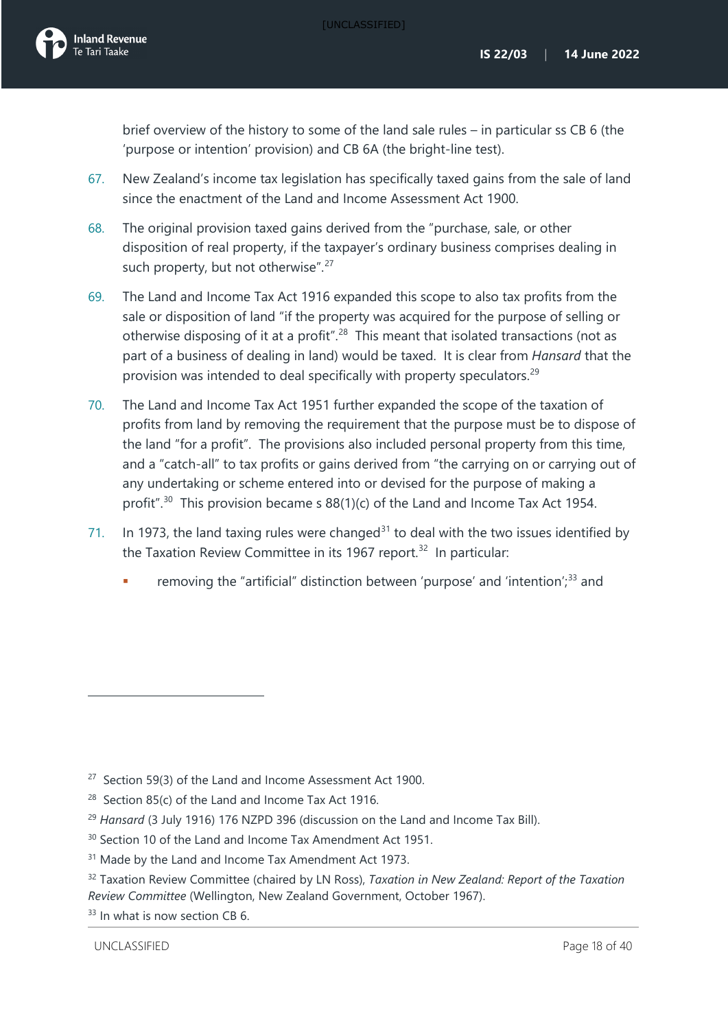brief overview of the history to some of the land sale rules – in particular ss CB 6 (the 'purpose or intention' provision) and CB 6A (the bright-line test).

67. New Zealand's income tax legislation has specifically taxed gains from the sale of land since the enactment of the Land and Income Assessment Act 1900.

68. The original provision taxed gains derived from the "purchase, sale, or other disposition of real property, if the taxpayer's ordinary business comprises dealing in such property, but not otherwise".[27]

69. The Land and Income Tax Act 1916 expanded this scope to also tax profits from the sale or disposition of land "if the property was acquired for the purpose of selling or otherwise disposing of it at a profit".[28] This meant that isolated transactions (not as part of a business of dealing in land) would be taxed. It is clear from *Hansard* that the provision was intended to deal specifically with property speculators.[29]

70. The Land and Income Tax Act 1951 further expanded the scope of the taxation of profits from land by removing the requirement that the purpose must be to dispose of the land "for a profit". The provisions also included personal property from this time, and a "catch-all" to tax profits or gains derived from "the carrying on or carrying out of any undertaking or scheme entered into or devised for the purpose of making a profit".[30] This provision became s 88(1)(c) of the Land and Income Tax Act 1954.

71. In 1973, the land taxing rules were changed[31] to deal with the two issues identified by the Taxation Review Committee in its 1967 report.[32] In particular:

- removing the "artificial" distinction between 'purpose' and 'intention';[33] and

---

[27] Section 59(3) of the Land and Income Assessment Act 1900.

[28] Section 85(c) of the Land and Income Tax Act 1916.

[29] *Hansard* (3 July 1916) 176 NZPD 396 (discussion on the Land and Income Tax Bill).

[30] Section 10 of the Land and Income Tax Amendment Act 1951.

[31] Made by the Land and Income Tax Amendment Act 1973.

[32] Taxation Review Committee (chaired by LN Ross), *Taxation in New Zealand: Report of the Taxation Review Committee* (Wellington, New Zealand Government, October 1967).

[33] In what is now section CB 6.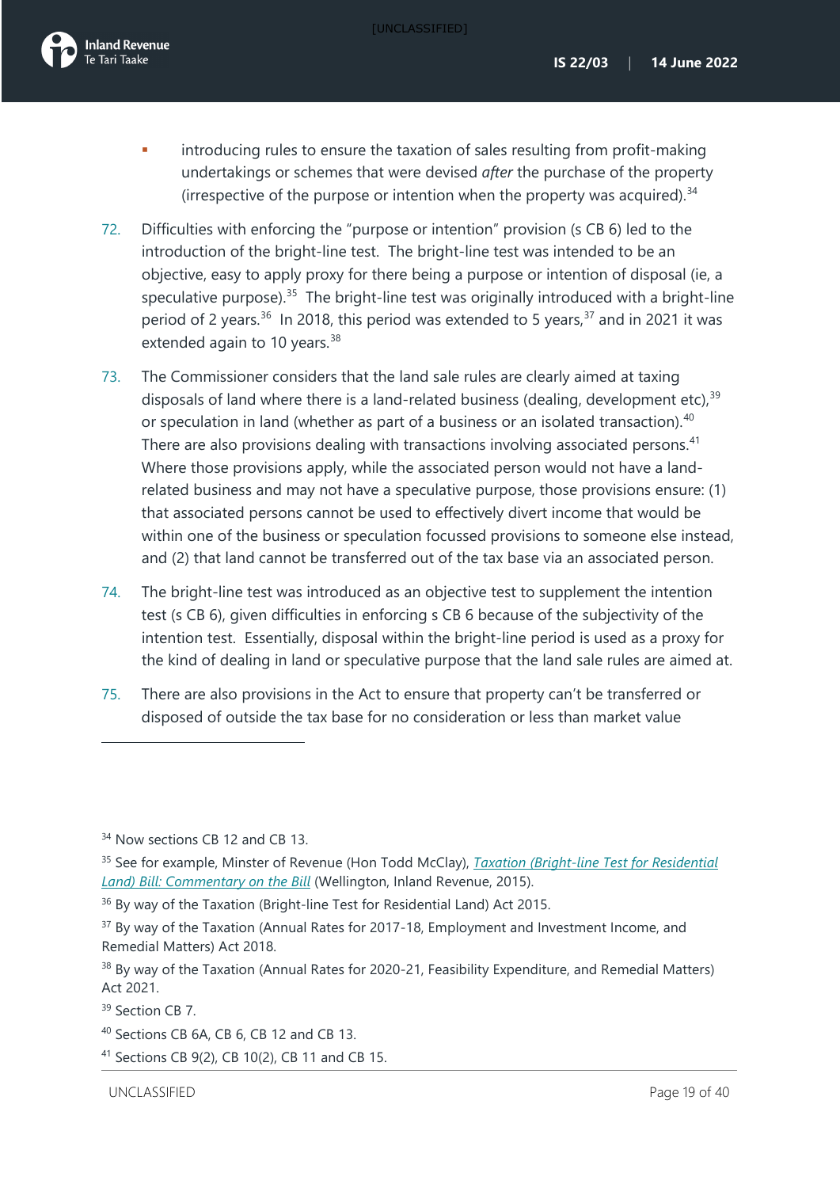- introducing rules to ensure the taxation of sales resulting from profit-making undertakings or schemes that were devised *after* the purchase of the property (irrespective of the purpose or intention when the property was acquired).[34]

72. Difficulties with enforcing the "purpose or intention" provision (s CB 6) led to the introduction of the bright-line test. The bright-line test was intended to be an objective, easy to apply proxy for there being a purpose or intention of disposal (ie, a speculative purpose).[35] The bright-line test was originally introduced with a bright-line period of 2 years.[36] In 2018, this period was extended to 5 years,[37] and in 2021 it was extended again to 10 years.[38]

73. The Commissioner considers that the land sale rules are clearly aimed at taxing disposals of land where there is a land-related business (dealing, development etc),[39] or speculation in land (whether as part of a business or an isolated transaction).[40] There are also provisions dealing with transactions involving associated persons.[41] Where those provisions apply, while the associated person would not have a land-related business and may not have a speculative purpose, those provisions ensure: (1) that associated persons cannot be used to effectively divert income that would be within one of the business or speculation focussed provisions to someone else instead, and (2) that land cannot be transferred out of the tax base via an associated person.

74. The bright-line test was introduced as an objective test to supplement the intention test (s CB 6), given difficulties in enforcing s CB 6 because of the subjectivity of the intention test. Essentially, disposal within the bright-line period is used as a proxy for the kind of dealing in land or speculative purpose that the land sale rules are aimed at.

75. There are also provisions in the Act to ensure that property can't be transferred or disposed of outside the tax base for no consideration or less than market value

---

[34] Now sections CB 12 and CB 13.

[35] See for example, Minster of Revenue (Hon Todd McClay), *Taxation (Bright-line Test for Residential Land) Bill: Commentary on the Bill* (Wellington, Inland Revenue, 2015).

[36] By way of the Taxation (Bright-line Test for Residential Land) Act 2015.

[37] By way of the Taxation (Annual Rates for 2017-18, Employment and Investment Income, and Remedial Matters) Act 2018.

[38] By way of the Taxation (Annual Rates for 2020-21, Feasibility Expenditure, and Remedial Matters) Act 2021.

[39] Section CB 7.

[40] Sections CB 6A, CB 6, CB 12 and CB 13.

[41] Sections CB 9(2), CB 10(2), CB 11 and CB 15.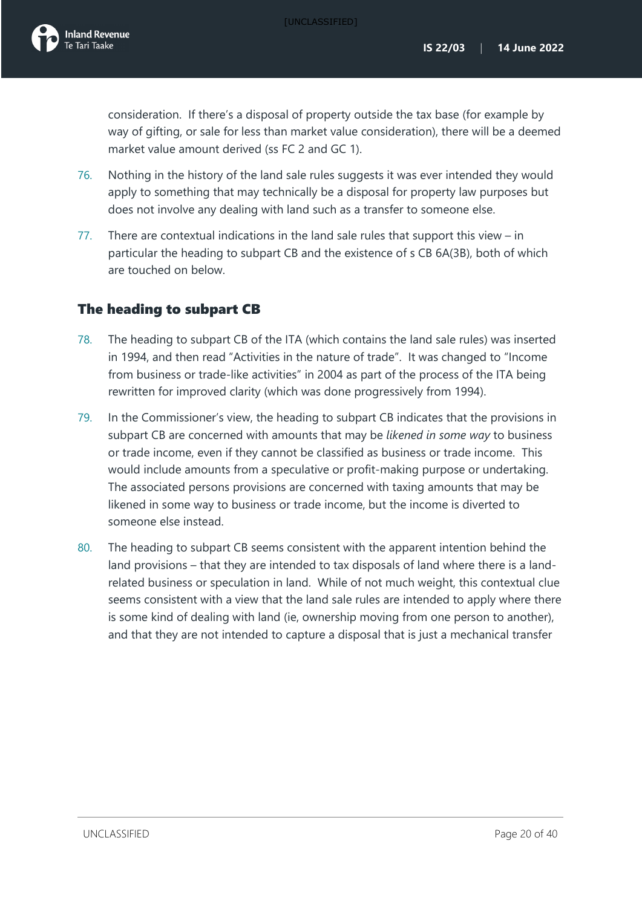consideration. If there's a disposal of property outside the tax base (for example by way of gifting, or sale for less than market value consideration), there will be a deemed market value amount derived (ss FC 2 and GC 1).

76. Nothing in the history of the land sale rules suggests it was ever intended they would apply to something that may technically be a disposal for property law purposes but does not involve any dealing with land such as a transfer to someone else.

77. There are contextual indications in the land sale rules that support this view – in particular the heading to subpart CB and the existence of s CB 6A(3B), both of which are touched on below.

## The heading to subpart CB

78. The heading to subpart CB of the ITA (which contains the land sale rules) was inserted in 1994, and then read "Activities in the nature of trade". It was changed to "Income from business or trade-like activities" in 2004 as part of the process of the ITA being rewritten for improved clarity (which was done progressively from 1994).

79. In the Commissioner's view, the heading to subpart CB indicates that the provisions in subpart CB are concerned with amounts that may be *likened in some way* to business or trade income, even if they cannot be classified as business or trade income. This would include amounts from a speculative or profit-making purpose or undertaking. The associated persons provisions are concerned with taxing amounts that may be likened in some way to business or trade income, but the income is diverted to someone else instead.

80. The heading to subpart CB seems consistent with the apparent intention behind the land provisions – that they are intended to tax disposals of land where there is a land-related business or speculation in land. While of not much weight, this contextual clue seems consistent with a view that the land sale rules are intended to apply where there is some kind of dealing with land (ie, ownership moving from one person to another), and that they are not intended to capture a disposal that is just a mechanical transfer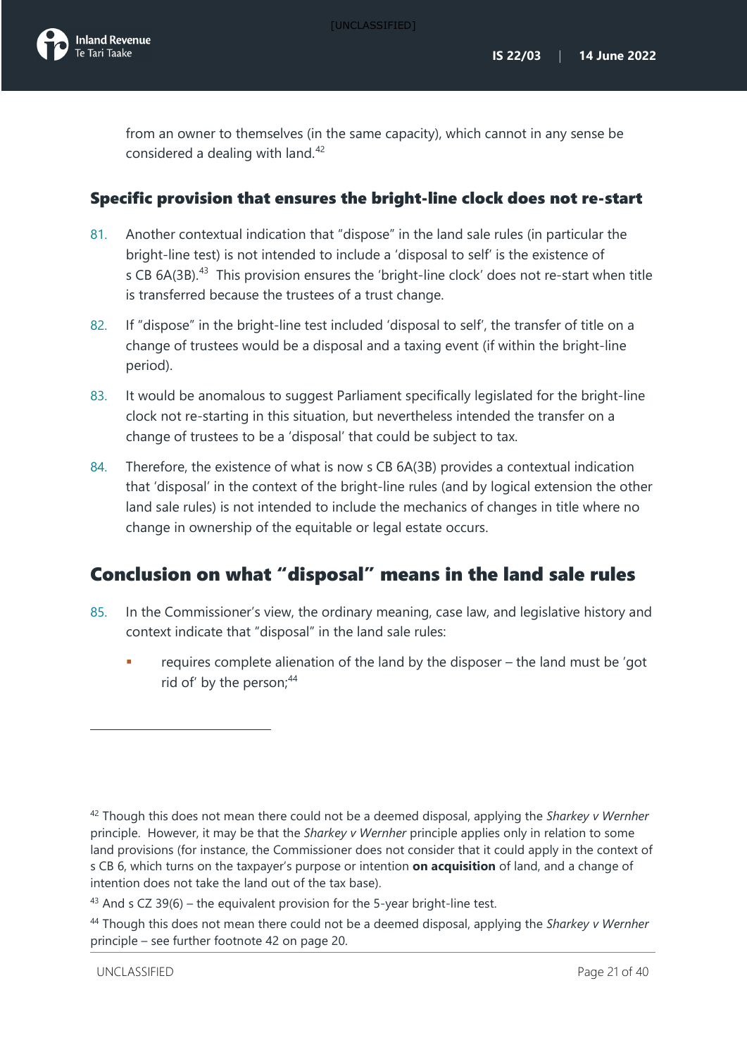from an owner to themselves (in the same capacity), which cannot in any sense be considered a dealing with land.[42]

### Specific provision that ensures the bright-line clock does not re-start

81. Another contextual indication that "dispose" in the land sale rules (in particular the bright-line test) is not intended to include a 'disposal to self' is the existence of s CB 6A(3B).[43] This provision ensures the 'bright-line clock' does not re-start when title is transferred because the trustees of a trust change.

82. If "dispose" in the bright-line test included 'disposal to self', the transfer of title on a change of trustees would be a disposal and a taxing event (if within the bright-line period).

83. It would be anomalous to suggest Parliament specifically legislated for the bright-line clock not re-starting in this situation, but nevertheless intended the transfer on a change of trustees to be a 'disposal' that could be subject to tax.

84. Therefore, the existence of what is now s CB 6A(3B) provides a contextual indication that 'disposal' in the context of the bright-line rules (and by logical extension the other land sale rules) is not intended to include the mechanics of changes in title where no change in ownership of the equitable or legal estate occurs.

## Conclusion on what "disposal" means in the land sale rules

85. In the Commissioner's view, the ordinary meaning, case law, and legislative history and context indicate that "disposal" in the land sale rules:

- requires complete alienation of the land by the disposer – the land must be 'got rid of' by the person;[44]

---

[42] Though this does not mean there could not be a deemed disposal, applying the *Sharkey v Wernher* principle. However, it may be that the *Sharkey v Wernher* principle applies only in relation to some land provisions (for instance, the Commissioner does not consider that it could apply in the context of s CB 6, which turns on the taxpayer's purpose or intention **on acquisition** of land, and a change of intention does not take the land out of the tax base).

[43] And s CZ 39(6) – the equivalent provision for the 5-year bright-line test.

[44] Though this does not mean there could not be a deemed disposal, applying the *Sharkey v Wernher* principle – see further footnote 42 on page 20.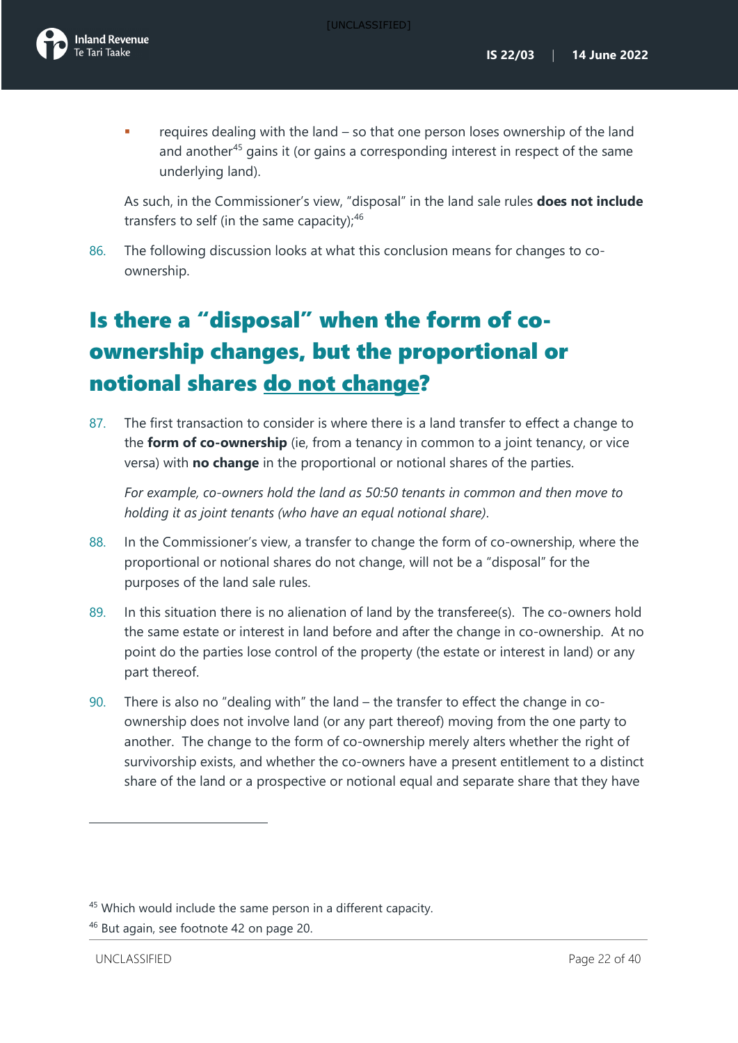- requires dealing with the land – so that one person loses ownership of the land and another[45] gains it (or gains a corresponding interest in respect of the same underlying land).

As such, in the Commissioner's view, "disposal" in the land sale rules **does not include** transfers to self (in the same capacity);[46]

86. The following discussion looks at what this conclusion means for changes to co-ownership.

## Is there a "disposal" when the form of co-ownership changes, but the proportional or notional shares do not change?

87. The first transaction to consider is where there is a land transfer to effect a change to the **form of co-ownership** (ie, from a tenancy in common to a joint tenancy, or vice versa) with **no change** in the proportional or notional shares of the parties.

   *For example, co-owners hold the land as 50:50 tenants in common and then move to holding it as joint tenants (who have an equal notional share).*

88. In the Commissioner's view, a transfer to change the form of co-ownership, where the proportional or notional shares do not change, will not be a "disposal" for the purposes of the land sale rules.

89. In this situation there is no alienation of land by the transferee(s). The co-owners hold the same estate or interest in land before and after the change in co-ownership. At no point do the parties lose control of the property (the estate or interest in land) or any part thereof.

90. There is also no "dealing with" the land – the transfer to effect the change in co-ownership does not involve land (or any part thereof) moving from the one party to another. The change to the form of co-ownership merely alters whether the right of survivorship exists, and whether the co-owners have a present entitlement to a distinct share of the land or a prospective or notional equal and separate share that they have

---

[45] Which would include the same person in a different capacity.

[46] But again, see footnote 42 on page 20.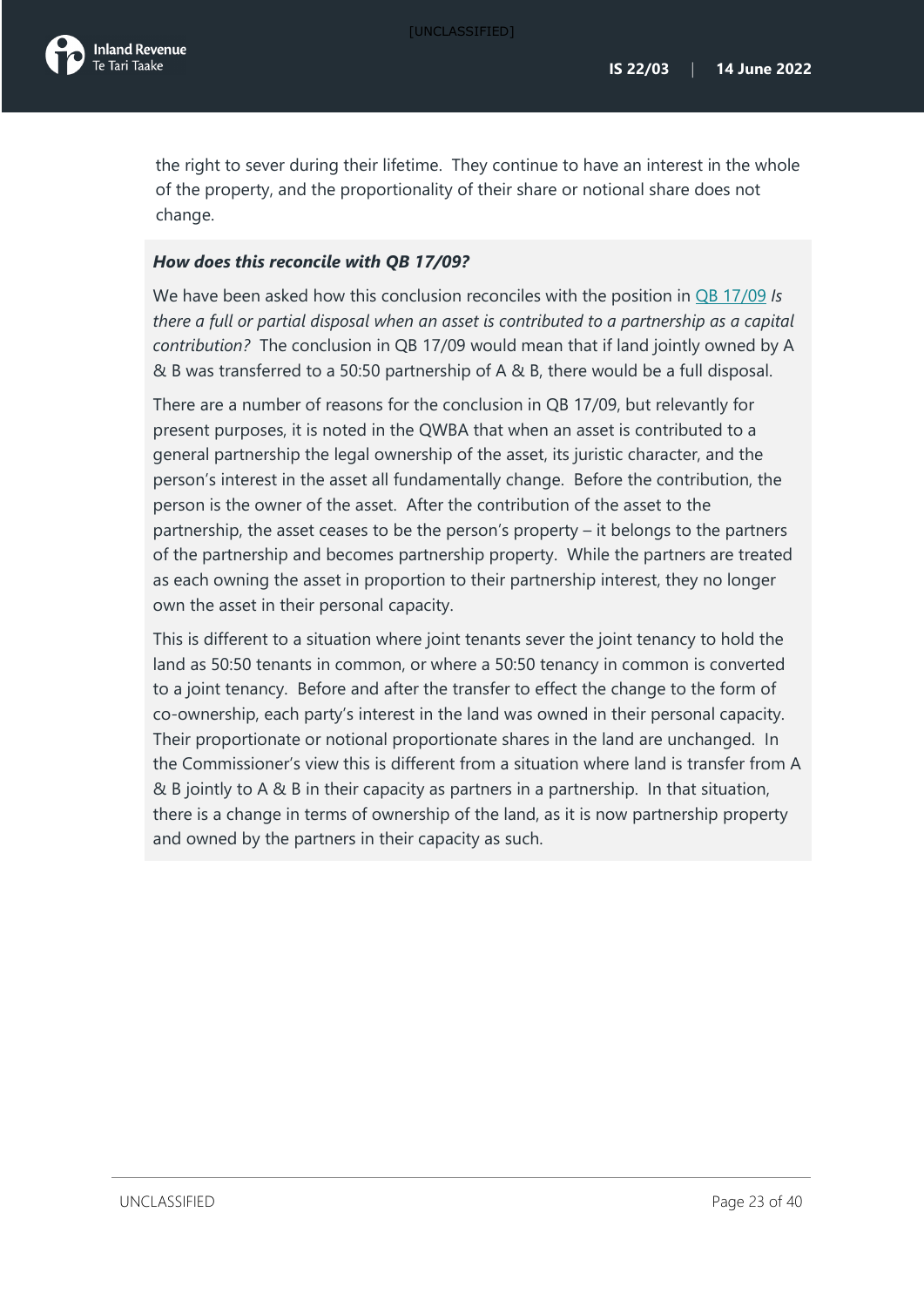the right to sever during their lifetime. They continue to have an interest in the whole of the property, and the proportionality of their share or notional share does not change.

### How does this reconcile with QB 17/09?

We have been asked how this conclusion reconciles with the position in QB 17/09 *Is there a full or partial disposal when an asset is contributed to a partnership as a capital contribution?* The conclusion in QB 17/09 would mean that if land jointly owned by A & B was transferred to a 50:50 partnership of A & B, there would be a full disposal.

There are a number of reasons for the conclusion in QB 17/09, but relevantly for present purposes, it is noted in the QWBA that when an asset is contributed to a general partnership the legal ownership of the asset, its juristic character, and the person's interest in the asset all fundamentally change. Before the contribution, the person is the owner of the asset. After the contribution of the asset to the partnership, the asset ceases to be the person's property – it belongs to the partners of the partnership and becomes partnership property. While the partners are treated as each owning the asset in proportion to their partnership interest, they no longer own the asset in their personal capacity.

This is different to a situation where joint tenants sever the joint tenancy to hold the land as 50:50 tenants in common, or where a 50:50 tenancy in common is converted to a joint tenancy. Before and after the transfer to effect the change to the form of co-ownership, each party's interest in the land was owned in their personal capacity. Their proportionate or notional proportionate shares in the land are unchanged. In the Commissioner's view this is different from a situation where land is transfer from A & B jointly to A & B in their capacity as partners in a partnership. In that situation, there is a change in terms of ownership of the land, as it is now partnership property and owned by the partners in their capacity as such.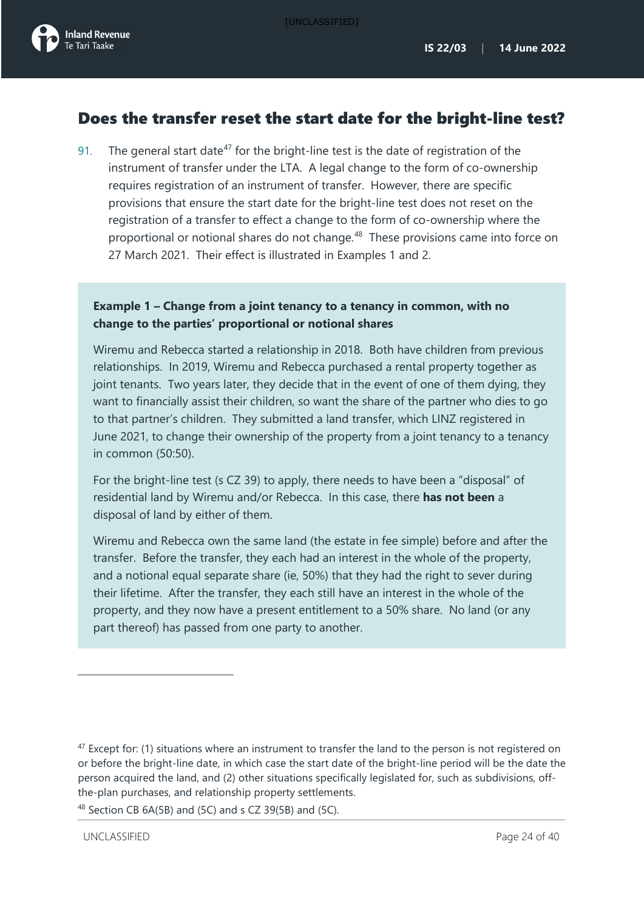## Does the transfer reset the start date for the bright-line test?

91. The general start date[47] for the bright-line test is the date of registration of the instrument of transfer under the LTA. A legal change to the form of co-ownership requires registration of an instrument of transfer. However, there are specific provisions that ensure the start date for the bright-line test does not reset on the registration of a transfer to effect a change to the form of co-ownership where the proportional or notional shares do not change.[48] These provisions came into force on 27 March 2021. Their effect is illustrated in Examples 1 and 2.

> **Example 1 – Change from a joint tenancy to a tenancy in common, with no change to the parties' proportional or notional shares**
>
> Wiremu and Rebecca started a relationship in 2018. Both have children from previous relationships. In 2019, Wiremu and Rebecca purchased a rental property together as joint tenants. Two years later, they decide that in the event of one of them dying, they want to financially assist their children, so want the share of the partner who dies to go to that partner's children. They submitted a land transfer, which LINZ registered in June 2021, to change their ownership of the property from a joint tenancy to a tenancy in common (50:50).
>
> For the bright-line test (s CZ 39) to apply, there needs to have been a "disposal" of residential land by Wiremu and/or Rebecca. In this case, there **has not been** a disposal of land by either of them.
>
> Wiremu and Rebecca own the same land (the estate in fee simple) before and after the transfer. Before the transfer, they each had an interest in the whole of the property, and a notional equal separate share (ie, 50%) that they had the right to sever during their lifetime. After the transfer, they each still have an interest in the whole of the property, and they now have a present entitlement to a 50% share. No land (or any part thereof) has passed from one party to another.

---

[47] Except for: (1) situations where an instrument to transfer the land to the person is not registered on or before the bright-line date, in which case the start date of the bright-line period will be the date the person acquired the land, and (2) other situations specifically legislated for, such as subdivisions, off-the-plan purchases, and relationship property settlements.

[48] Section CB 6A(5B) and (5C) and s CZ 39(5B) and (5C).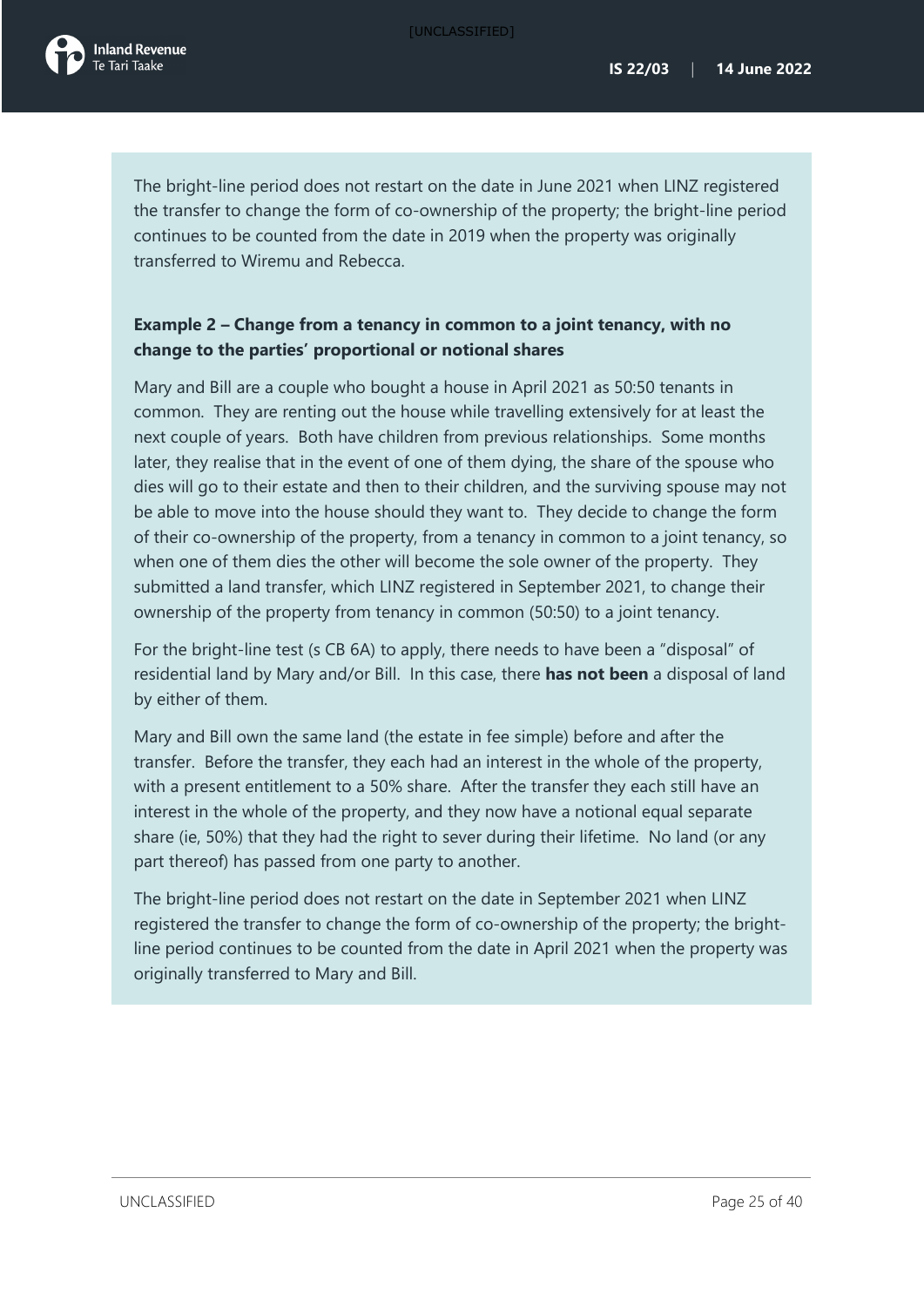The bright-line period does not restart on the date in June 2021 when LINZ registered the transfer to change the form of co-ownership of the property; the bright-line period continues to be counted from the date in 2019 when the property was originally transferred to Wiremu and Rebecca.

**Example 2 – Change from a tenancy in common to a joint tenancy, with no change to the parties' proportional or notional shares**

Mary and Bill are a couple who bought a house in April 2021 as 50:50 tenants in common. They are renting out the house while travelling extensively for at least the next couple of years. Both have children from previous relationships. Some months later, they realise that in the event of one of them dying, the share of the spouse who dies will go to their estate and then to their children, and the surviving spouse may not be able to move into the house should they want to. They decide to change the form of their co-ownership of the property, from a tenancy in common to a joint tenancy, so when one of them dies the other will become the sole owner of the property. They submitted a land transfer, which LINZ registered in September 2021, to change their ownership of the property from tenancy in common (50:50) to a joint tenancy.

For the bright-line test (s CB 6A) to apply, there needs to have been a "disposal" of residential land by Mary and/or Bill. In this case, there **has not been** a disposal of land by either of them.

Mary and Bill own the same land (the estate in fee simple) before and after the transfer. Before the transfer, they each had an interest in the whole of the property, with a present entitlement to a 50% share. After the transfer they each still have an interest in the whole of the property, and they now have a notional equal separate share (ie, 50%) that they had the right to sever during their lifetime. No land (or any part thereof) has passed from one party to another.

The bright-line period does not restart on the date in September 2021 when LINZ registered the transfer to change the form of co-ownership of the property; the bright-line period continues to be counted from the date in April 2021 when the property was originally transferred to Mary and Bill.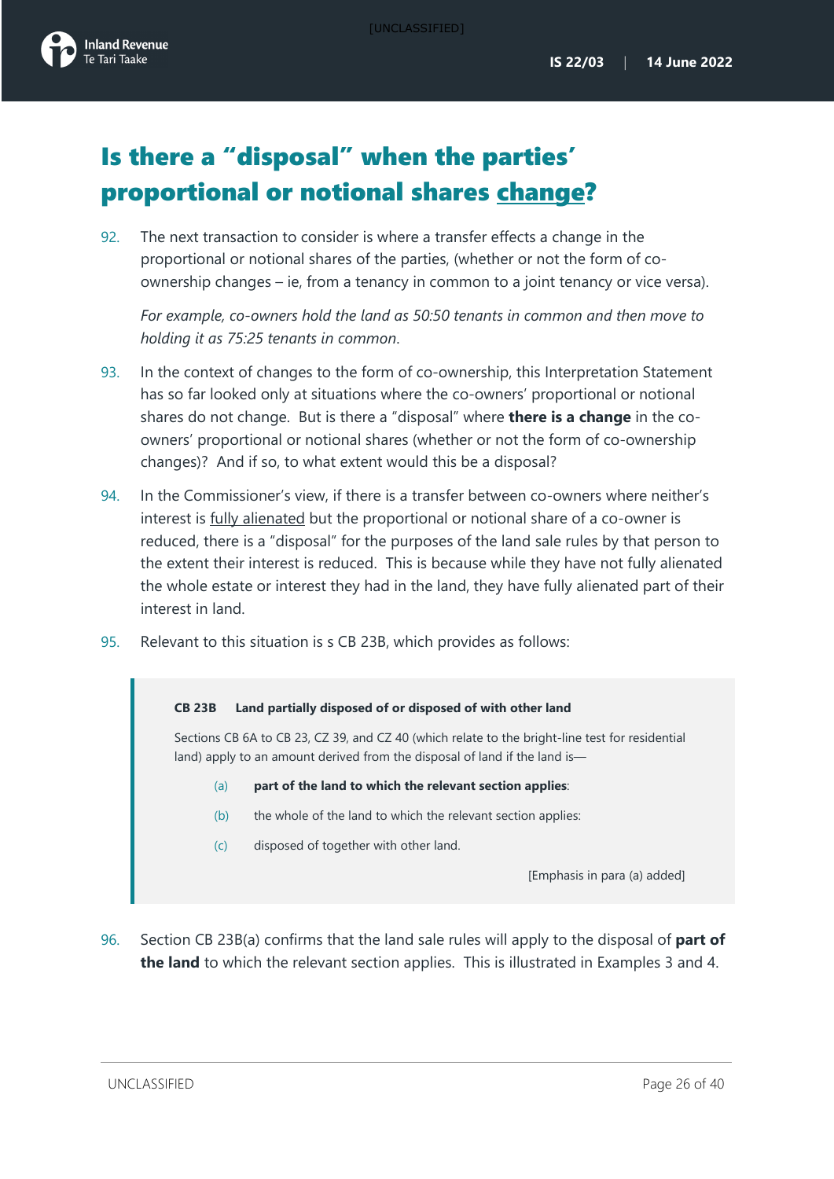# Is there a "disposal" when the parties' proportional or notional shares <u>change</u>?

92. The next transaction to consider is where a transfer effects a change in the proportional or notional shares of the parties, (whether or not the form of co-ownership changes – ie, from a tenancy in common to a joint tenancy or vice versa).

    *For example, co-owners hold the land as 50:50 tenants in common and then move to holding it as 75:25 tenants in common.*

93. In the context of changes to the form of co-ownership, this Interpretation Statement has so far looked only at situations where the co-owners' proportional or notional shares do not change. But is there a "disposal" where **there is a change** in the co-owners' proportional or notional shares (whether or not the form of co-ownership changes)? And if so, to what extent would this be a disposal?

94. In the Commissioner's view, if there is a transfer between co-owners where neither's interest is <u>fully alienated</u> but the proportional or notional share of a co-owner is reduced, there is a "disposal" for the purposes of the land sale rules by that person to the extent their interest is reduced. This is because while they have not fully alienated the whole estate or interest they had in the land, they have fully alienated part of their interest in land.

95. Relevant to this situation is s CB 23B, which provides as follows:

> **CB 23B Land partially disposed of or disposed of with other land**
>
> Sections CB 6A to CB 23, CZ 39, and CZ 40 (which relate to the bright-line test for residential land) apply to an amount derived from the disposal of land if the land is—
>
> (a) **part of the land to which the relevant section applies**:
>
> (b) the whole of the land to which the relevant section applies:
>
> (c) disposed of together with other land.
>
> [Emphasis in para (a) added]

96. Section CB 23B(a) confirms that the land sale rules will apply to the disposal of **part of the land** to which the relevant section applies. This is illustrated in Examples 3 and 4.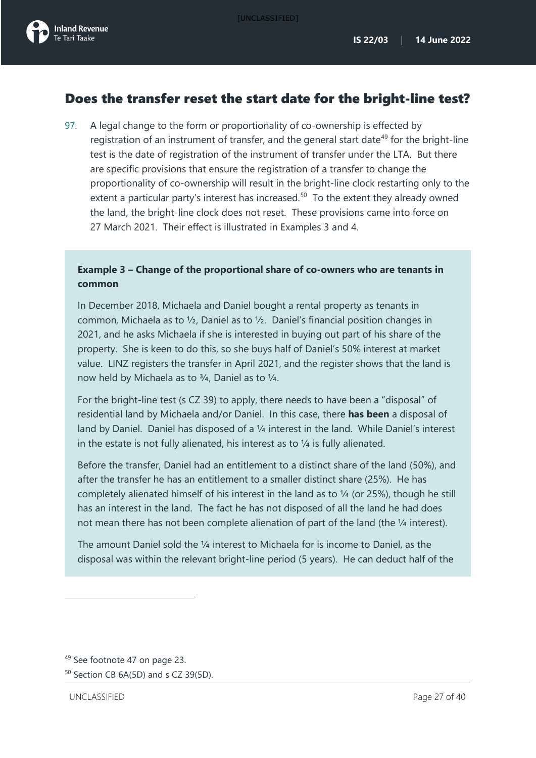## Does the transfer reset the start date for the bright-line test?

97. A legal change to the form or proportionality of co-ownership is effected by registration of an instrument of transfer, and the general start date[49] for the bright-line test is the date of registration of the instrument of transfer under the LTA. But there are specific provisions that ensure the registration of a transfer to change the proportionality of co-ownership will result in the bright-line clock restarting only to the extent a particular party's interest has increased.[50] To the extent they already owned the land, the bright-line clock does not reset. These provisions came into force on 27 March 2021. Their effect is illustrated in Examples 3 and 4.

**Example 3 – Change of the proportional share of co-owners who are tenants in common**

In December 2018, Michaela and Daniel bought a rental property as tenants in common, Michaela as to ½, Daniel as to ½. Daniel's financial position changes in 2021, and he asks Michaela if she is interested in buying out part of his share of the property. She is keen to do this, so she buys half of Daniel's 50% interest at market value. LINZ registers the transfer in April 2021, and the register shows that the land is now held by Michaela as to ¾, Daniel as to ¼.

For the bright-line test (s CZ 39) to apply, there needs to have been a "disposal" of residential land by Michaela and/or Daniel. In this case, there **has been** a disposal of land by Daniel. Daniel has disposed of a ¼ interest in the land. While Daniel's interest in the estate is not fully alienated, his interest as to ¼ is fully alienated.

Before the transfer, Daniel had an entitlement to a distinct share of the land (50%), and after the transfer he has an entitlement to a smaller distinct share (25%). He has completely alienated himself of his interest in the land as to ¼ (or 25%), though he still has an interest in the land. The fact he has not disposed of all the land he had does not mean there has not been complete alienation of part of the land (the ¼ interest).

The amount Daniel sold the ¼ interest to Michaela for is income to Daniel, as the disposal was within the relevant bright-line period (5 years). He can deduct half of the

[49] See footnote 47 on page 23.

[50] Section CB 6A(5D) and s CZ 39(5D).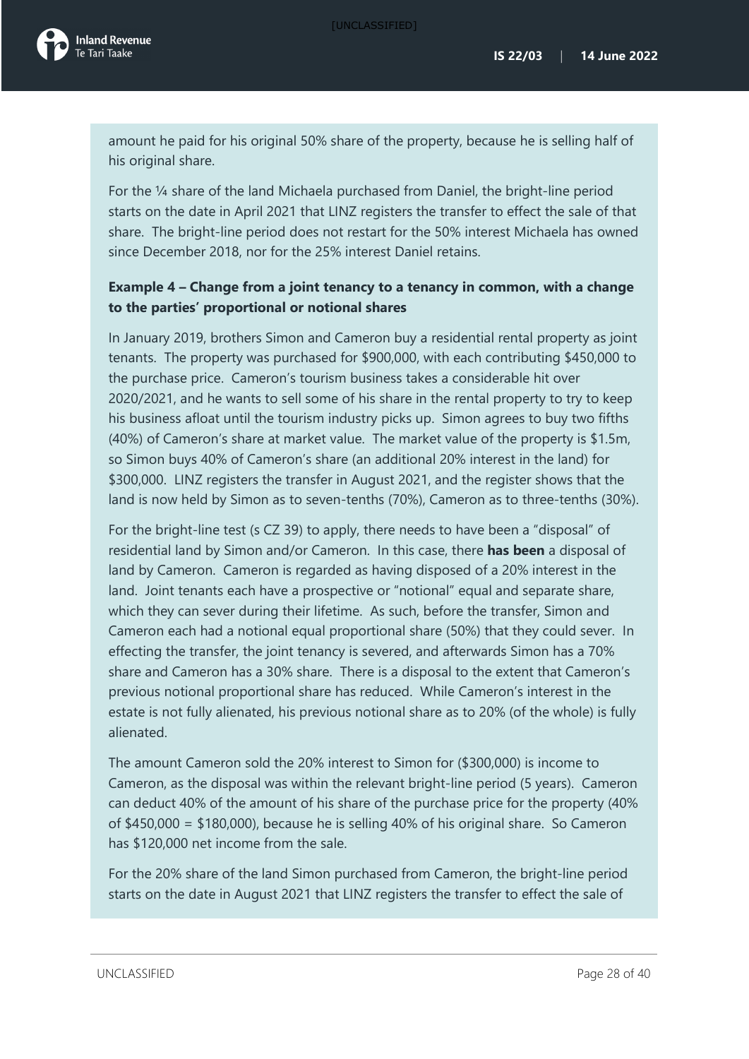amount he paid for his original 50% share of the property, because he is selling half of his original share.

For the ¼ share of the land Michaela purchased from Daniel, the bright-line period starts on the date in April 2021 that LINZ registers the transfer to effect the sale of that share. The bright-line period does not restart for the 50% interest Michaela has owned since December 2018, nor for the 25% interest Daniel retains.

**Example 4 – Change from a joint tenancy to a tenancy in common, with a change to the parties' proportional or notional shares**

In January 2019, brothers Simon and Cameron buy a residential rental property as joint tenants. The property was purchased for $900,000, with each contributing $450,000 to the purchase price. Cameron's tourism business takes a considerable hit over 2020/2021, and he wants to sell some of his share in the rental property to try to keep his business afloat until the tourism industry picks up. Simon agrees to buy two fifths (40%) of Cameron's share at market value. The market value of the property is $1.5m, so Simon buys 40% of Cameron's share (an additional 20% interest in the land) for $300,000. LINZ registers the transfer in August 2021, and the register shows that the land is now held by Simon as to seven-tenths (70%), Cameron as to three-tenths (30%).

For the bright-line test (s CZ 39) to apply, there needs to have been a "disposal" of residential land by Simon and/or Cameron. In this case, there **has been** a disposal of land by Cameron. Cameron is regarded as having disposed of a 20% interest in the land. Joint tenants each have a prospective or "notional" equal and separate share, which they can sever during their lifetime. As such, before the transfer, Simon and Cameron each had a notional equal proportional share (50%) that they could sever. In effecting the transfer, the joint tenancy is severed, and afterwards Simon has a 70% share and Cameron has a 30% share. There is a disposal to the extent that Cameron's previous notional proportional share has reduced. While Cameron's interest in the estate is not fully alienated, his previous notional share as to 20% (of the whole) is fully alienated.

The amount Cameron sold the 20% interest to Simon for ($300,000) is income to Cameron, as the disposal was within the relevant bright-line period (5 years). Cameron can deduct 40% of the amount of his share of the purchase price for the property (40% of $450,000 = $180,000), because he is selling 40% of his original share. So Cameron has $120,000 net income from the sale.

For the 20% share of the land Simon purchased from Cameron, the bright-line period starts on the date in August 2021 that LINZ registers the transfer to effect the sale of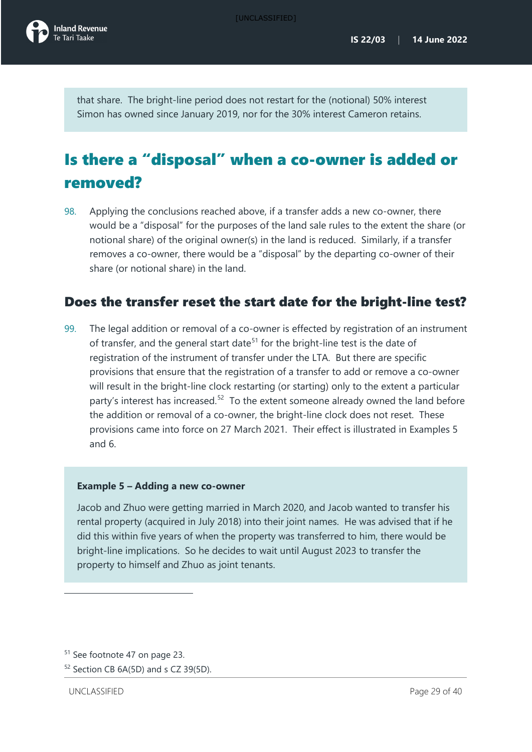that share. The bright-line period does not restart for the (notional) 50% interest Simon has owned since January 2019, nor for the 30% interest Cameron retains.

## Is there a "disposal" when a co-owner is added or removed?

98. Applying the conclusions reached above, if a transfer adds a new co-owner, there would be a "disposal" for the purposes of the land sale rules to the extent the share (or notional share) of the original owner(s) in the land is reduced. Similarly, if a transfer removes a co-owner, there would be a "disposal" by the departing co-owner of their share (or notional share) in the land.

### Does the transfer reset the start date for the bright-line test?

99. The legal addition or removal of a co-owner is effected by registration of an instrument of transfer, and the general start date[51] for the bright-line test is the date of registration of the instrument of transfer under the LTA. But there are specific provisions that ensure that the registration of a transfer to add or remove a co-owner will result in the bright-line clock restarting (or starting) only to the extent a particular party's interest has increased.[52] To the extent someone already owned the land before the addition or removal of a co-owner, the bright-line clock does not reset. These provisions came into force on 27 March 2021. Their effect is illustrated in Examples 5 and 6.

**Example 5 – Adding a new co-owner**

Jacob and Zhuo were getting married in March 2020, and Jacob wanted to transfer his rental property (acquired in July 2018) into their joint names. He was advised that if he did this within five years of when the property was transferred to him, there would be bright-line implications. So he decides to wait until August 2023 to transfer the property to himself and Zhuo as joint tenants.

---

[51] See footnote 47 on page 23.

[52] Section CB 6A(5D) and s CZ 39(5D).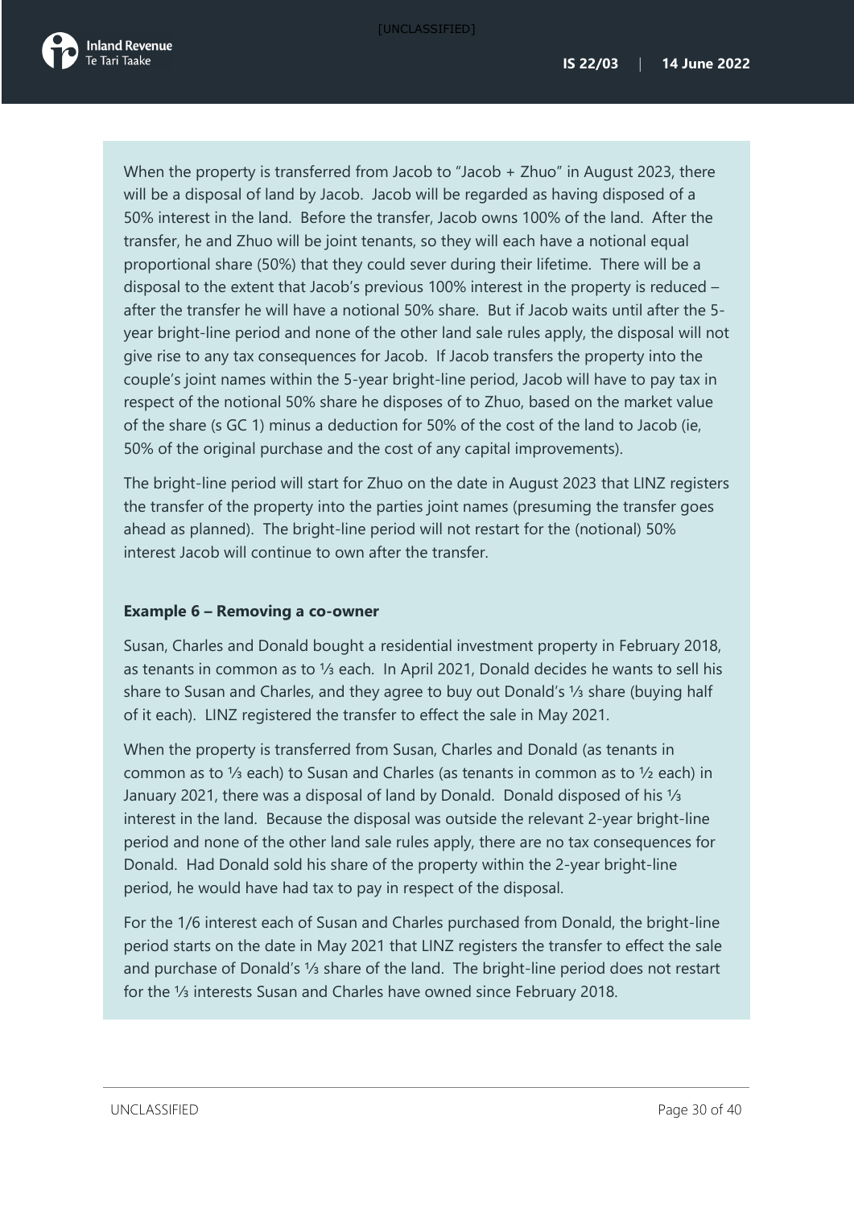When the property is transferred from Jacob to "Jacob + Zhuo" in August 2023, there will be a disposal of land by Jacob. Jacob will be regarded as having disposed of a 50% interest in the land. Before the transfer, Jacob owns 100% of the land. After the transfer, he and Zhuo will be joint tenants, so they will each have a notional equal proportional share (50%) that they could sever during their lifetime. There will be a disposal to the extent that Jacob's previous 100% interest in the property is reduced – after the transfer he will have a notional 50% share. But if Jacob waits until after the 5-year bright-line period and none of the other land sale rules apply, the disposal will not give rise to any tax consequences for Jacob. If Jacob transfers the property into the couple's joint names within the 5-year bright-line period, Jacob will have to pay tax in respect of the notional 50% share he disposes of to Zhuo, based on the market value of the share (s GC 1) minus a deduction for 50% of the cost of the land to Jacob (ie, 50% of the original purchase and the cost of any capital improvements).

The bright-line period will start for Zhuo on the date in August 2023 that LINZ registers the transfer of the property into the parties joint names (presuming the transfer goes ahead as planned). The bright-line period will not restart for the (notional) 50% interest Jacob will continue to own after the transfer.

**Example 6 – Removing a co-owner**

Susan, Charles and Donald bought a residential investment property in February 2018, as tenants in common as to ⅓ each. In April 2021, Donald decides he wants to sell his share to Susan and Charles, and they agree to buy out Donald's ⅓ share (buying half of it each). LINZ registered the transfer to effect the sale in May 2021.

When the property is transferred from Susan, Charles and Donald (as tenants in common as to ⅓ each) to Susan and Charles (as tenants in common as to ½ each) in January 2021, there was a disposal of land by Donald. Donald disposed of his ⅓ interest in the land. Because the disposal was outside the relevant 2-year bright-line period and none of the other land sale rules apply, there are no tax consequences for Donald. Had Donald sold his share of the property within the 2-year bright-line period, he would have had tax to pay in respect of the disposal.

For the 1/6 interest each of Susan and Charles purchased from Donald, the bright-line period starts on the date in May 2021 that LINZ registers the transfer to effect the sale and purchase of Donald's ⅓ share of the land. The bright-line period does not restart for the ⅓ interests Susan and Charles have owned since February 2018.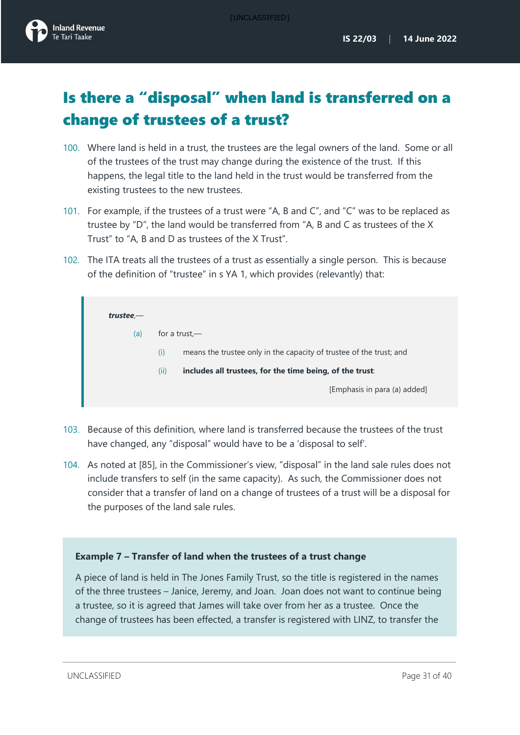## Is there a "disposal" when land is transferred on a change of trustees of a trust?

100. Where land is held in a trust, the trustees are the legal owners of the land. Some or all of the trustees of the trust may change during the existence of the trust. If this happens, the legal title to the land held in the trust would be transferred from the existing trustees to the new trustees.

101. For example, if the trustees of a trust were "A, B and C", and "C" was to be replaced as trustee by "D", the land would be transferred from "A, B and C as trustees of the X Trust" to "A, B and D as trustees of the X Trust".

102. The ITA treats all the trustees of a trust as essentially a single person. This is because of the definition of "trustee" in s YA 1, which provides (relevantly) that:

> ***trustee***,—
>
> (a) for a trust,—
>
> (i) means the trustee only in the capacity of trustee of the trust; and
>
> (ii) **includes all trustees, for the time being, of the trust**:
>
> [Emphasis in para (a) added]

103. Because of this definition, where land is transferred because the trustees of the trust have changed, any "disposal" would have to be a 'disposal to self'.

104. As noted at [85], in the Commissioner's view, "disposal" in the land sale rules does not include transfers to self (in the same capacity). As such, the Commissioner does not consider that a transfer of land on a change of trustees of a trust will be a disposal for the purposes of the land sale rules.

**Example 7 – Transfer of land when the trustees of a trust change**

A piece of land is held in The Jones Family Trust, so the title is registered in the names of the three trustees – Janice, Jeremy, and Joan. Joan does not want to continue being a trustee, so it is agreed that James will take over from her as a trustee. Once the change of trustees has been effected, a transfer is registered with LINZ, to transfer the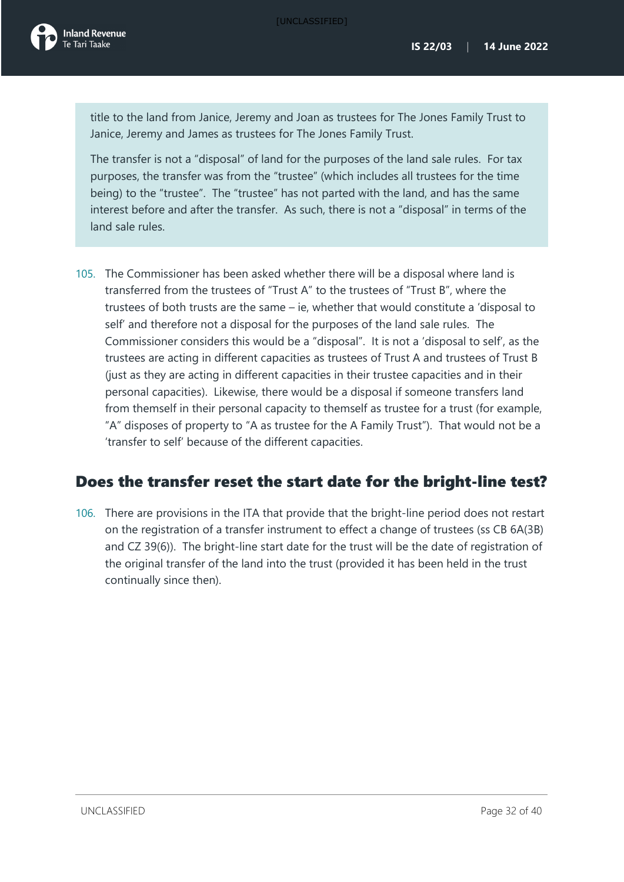title to the land from Janice, Jeremy and Joan as trustees for The Jones Family Trust to Janice, Jeremy and James as trustees for The Jones Family Trust.

The transfer is not a "disposal" of land for the purposes of the land sale rules. For tax purposes, the transfer was from the "trustee" (which includes all trustees for the time being) to the "trustee". The "trustee" has not parted with the land, and has the same interest before and after the transfer. As such, there is not a "disposal" in terms of the land sale rules.

105. The Commissioner has been asked whether there will be a disposal where land is transferred from the trustees of "Trust A" to the trustees of "Trust B", where the trustees of both trusts are the same – ie, whether that would constitute a 'disposal to self' and therefore not a disposal for the purposes of the land sale rules. The Commissioner considers this would be a "disposal". It is not a 'disposal to self', as the trustees are acting in different capacities as trustees of Trust A and trustees of Trust B (just as they are acting in different capacities in their trustee capacities and in their personal capacities). Likewise, there would be a disposal if someone transfers land from themself in their personal capacity to themself as trustee for a trust (for example, "A" disposes of property to "A as trustee for the A Family Trust"). That would not be a 'transfer to self' because of the different capacities.

## Does the transfer reset the start date for the bright-line test?

106. There are provisions in the ITA that provide that the bright-line period does not restart on the registration of a transfer instrument to effect a change of trustees (ss CB 6A(3B) and CZ 39(6)). The bright-line start date for the trust will be the date of registration of the original transfer of the land into the trust (provided it has been held in the trust continually since then).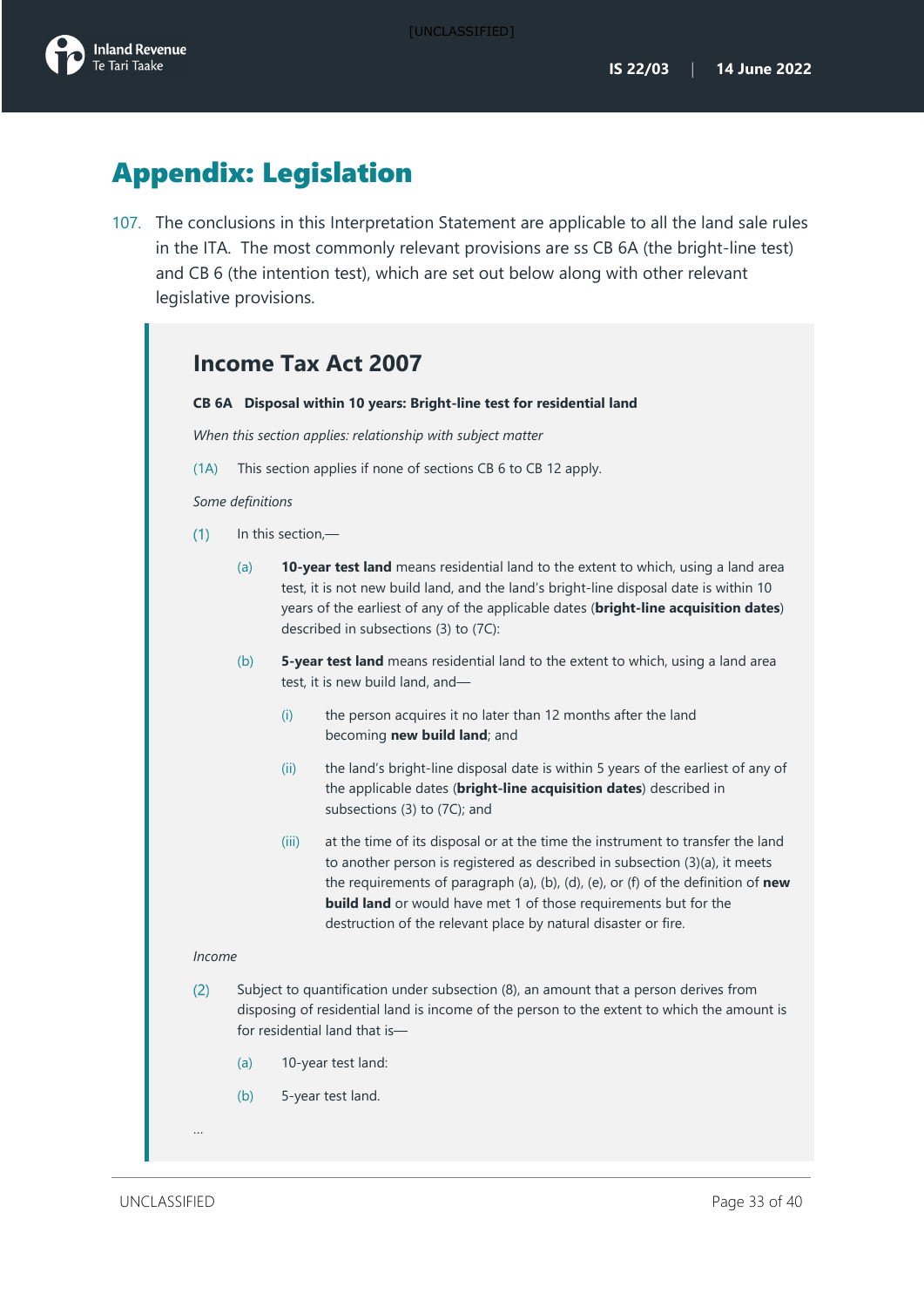# Appendix: Legislation

107. The conclusions in this Interpretation Statement are applicable to all the land sale rules in the ITA. The most commonly relevant provisions are ss CB 6A (the bright-line test) and CB 6 (the intention test), which are set out below along with other relevant legislative provisions.

## Income Tax Act 2007

**CB 6A Disposal within 10 years: Bright-line test for residential land**

*When this section applies: relationship with subject matter*

(1A) This section applies if none of sections CB 6 to CB 12 apply.

*Some definitions*

(1) In this section,—

(a) **10-year test land** means residential land to the extent to which, using a land area test, it is not new build land, and the land's bright-line disposal date is within 10 years of the earliest of any of the applicable dates (**bright-line acquisition dates**) described in subsections (3) to (7C):

(b) **5-year test land** means residential land to the extent to which, using a land area test, it is new build land, and—

(i) the person acquires it no later than 12 months after the land becoming **new build land**; and

(ii) the land's bright-line disposal date is within 5 years of the earliest of any of the applicable dates (**bright-line acquisition dates**) described in subsections (3) to (7C); and

(iii) at the time of its disposal or at the time the instrument to transfer the land to another person is registered as described in subsection (3)(a), it meets the requirements of paragraph (a), (b), (d), (e), or (f) of the definition of **new build land** or would have met 1 of those requirements but for the destruction of the relevant place by natural disaster or fire.

*Income*

(2) Subject to quantification under subsection (8), an amount that a person derives from disposing of residential land is income of the person to the extent to which the amount is for residential land that is—

(a) 10-year test land:

(b) 5-year test land.

…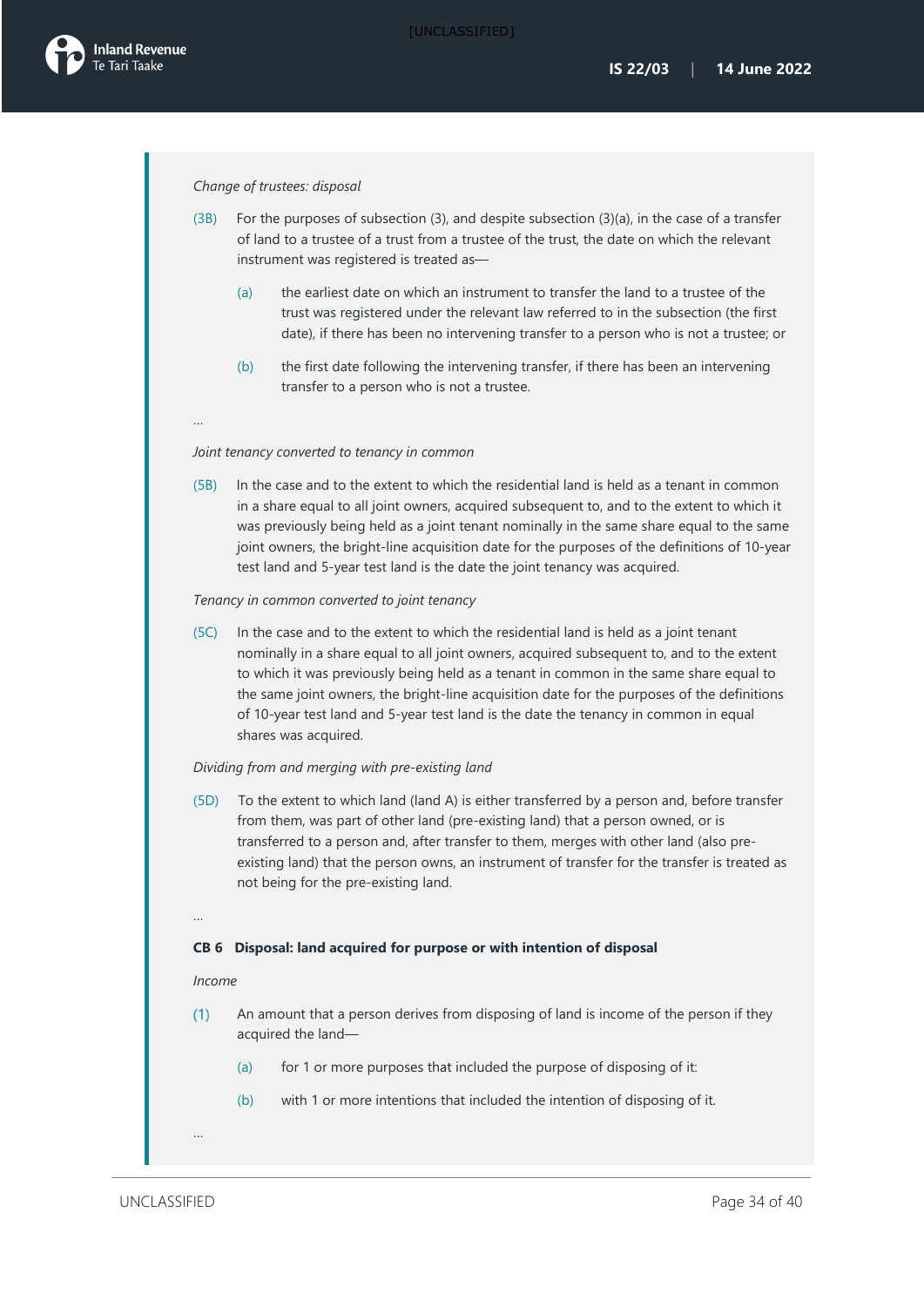*Change of trustees: disposal*

(3B) For the purposes of subsection (3), and despite subsection (3)(a), in the case of a transfer of land to a trustee of a trust from a trustee of the trust, the date on which the relevant instrument was registered is treated as—

(a) the earliest date on which an instrument to transfer the land to a trustee of the trust was registered under the relevant law referred to in the subsection (the first date), if there has been no intervening transfer to a person who is not a trustee; or

(b) the first date following the intervening transfer, if there has been an intervening transfer to a person who is not a trustee.

…

*Joint tenancy converted to tenancy in common*

(5B) In the case and to the extent to which the residential land is held as a tenant in common in a share equal to all joint owners, acquired subsequent to, and to the extent to which it was previously being held as a joint tenant nominally in the same share equal to the same joint owners, the bright-line acquisition date for the purposes of the definitions of 10-year test land and 5-year test land is the date the joint tenancy was acquired.

*Tenancy in common converted to joint tenancy*

(5C) In the case and to the extent to which the residential land is held as a joint tenant nominally in a share equal to all joint owners, acquired subsequent to, and to the extent to which it was previously being held as a tenant in common in the same share equal to the same joint owners, the bright-line acquisition date for the purposes of the definitions of 10-year test land and 5-year test land is the date the tenancy in common in equal shares was acquired.

*Dividing from and merging with pre-existing land*

(5D) To the extent to which land (land A) is either transferred by a person and, before transfer from them, was part of other land (pre-existing land) that a person owned, or is transferred to a person and, after transfer to them, merges with other land (also pre-existing land) that the person owns, an instrument of transfer for the transfer is treated as not being for the pre-existing land.

…

**CB 6 Disposal: land acquired for purpose or with intention of disposal**

*Income*

(1) An amount that a person derives from disposing of land is income of the person if they acquired the land—

(a) for 1 or more purposes that included the purpose of disposing of it:

(b) with 1 or more intentions that included the intention of disposing of it.

…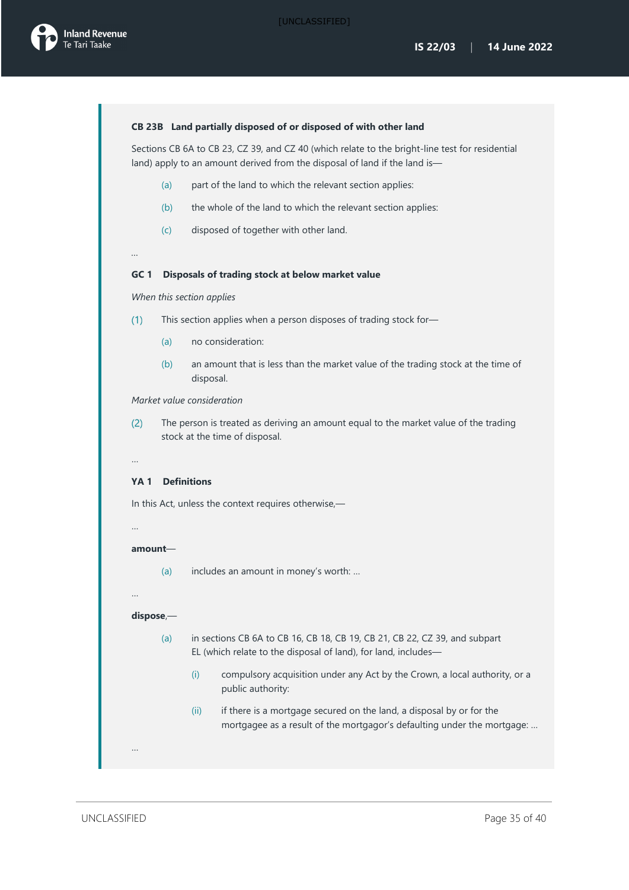**CB 23B Land partially disposed of or disposed of with other land**

Sections CB 6A to CB 23, CZ 39, and CZ 40 (which relate to the bright-line test for residential land) apply to an amount derived from the disposal of land if the land is—

- (a) part of the land to which the relevant section applies:
- (b) the whole of the land to which the relevant section applies:
- (c) disposed of together with other land.

…

**GC 1 Disposals of trading stock at below market value**

*When this section applies*

(1) This section applies when a person disposes of trading stock for—

- (a) no consideration:
- (b) an amount that is less than the market value of the trading stock at the time of disposal.

*Market value consideration*

(2) The person is treated as deriving an amount equal to the market value of the trading stock at the time of disposal.

…

**YA 1 Definitions**

In this Act, unless the context requires otherwise,—

…

**amount**—

- (a) includes an amount in money's worth: …

…

**dispose**,—

- (a) in sections CB 6A to CB 16, CB 18, CB 19, CB 21, CB 22, CZ 39, and subpart EL (which relate to the disposal of land), for land, includes—
  - (i) compulsory acquisition under any Act by the Crown, a local authority, or a public authority:
  - (ii) if there is a mortgage secured on the land, a disposal by or for the mortgagee as a result of the mortgagor's defaulting under the mortgage: …

…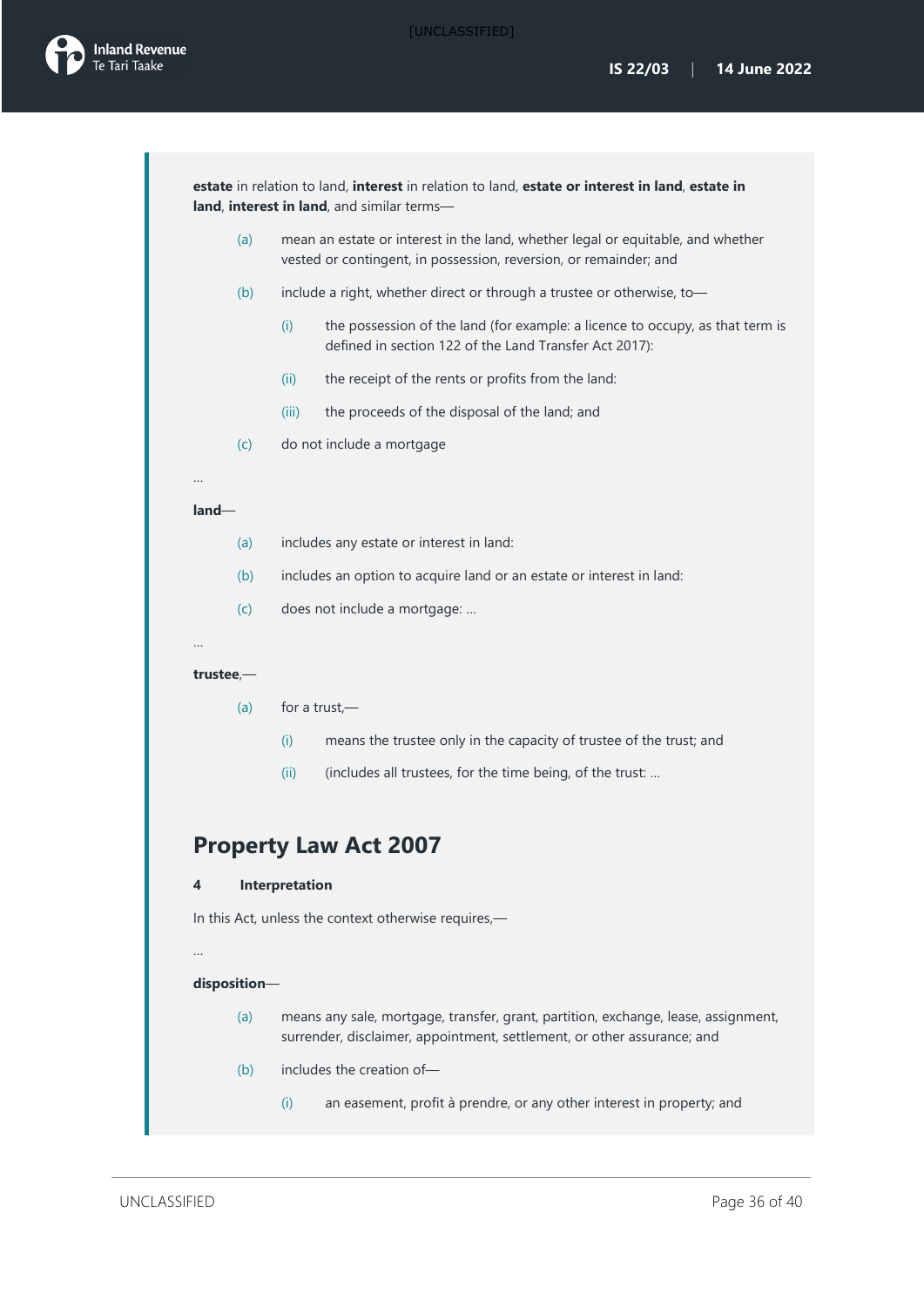**estate** in relation to land, **interest** in relation to land, **estate or interest in land**, **estate in land**, **interest in land**, and similar terms—

(a) mean an estate or interest in the land, whether legal or equitable, and whether vested or contingent, in possession, reversion, or remainder; and

(b) include a right, whether direct or through a trustee or otherwise, to—

  (i) the possession of the land (for example: a licence to occupy, as that term is defined in section 122 of the Land Transfer Act 2017):

  (ii) the receipt of the rents or profits from the land:

  (iii) the proceeds of the disposal of the land; and

(c) do not include a mortgage

…

**land**—

(a) includes any estate or interest in land:

(b) includes an option to acquire land or an estate or interest in land:

(c) does not include a mortgage: …

…

**trustee**,—

(a) for a trust,—

  (i) means the trustee only in the capacity of trustee of the trust; and

  (ii) (includes all trustees, for the time being, of the trust: …

## Property Law Act 2007

**4 Interpretation**

In this Act, unless the context otherwise requires,—

…

**disposition**—

(a) means any sale, mortgage, transfer, grant, partition, exchange, lease, assignment, surrender, disclaimer, appointment, settlement, or other assurance; and

(b) includes the creation of—

  (i) an easement, profit à prendre, or any other interest in property; and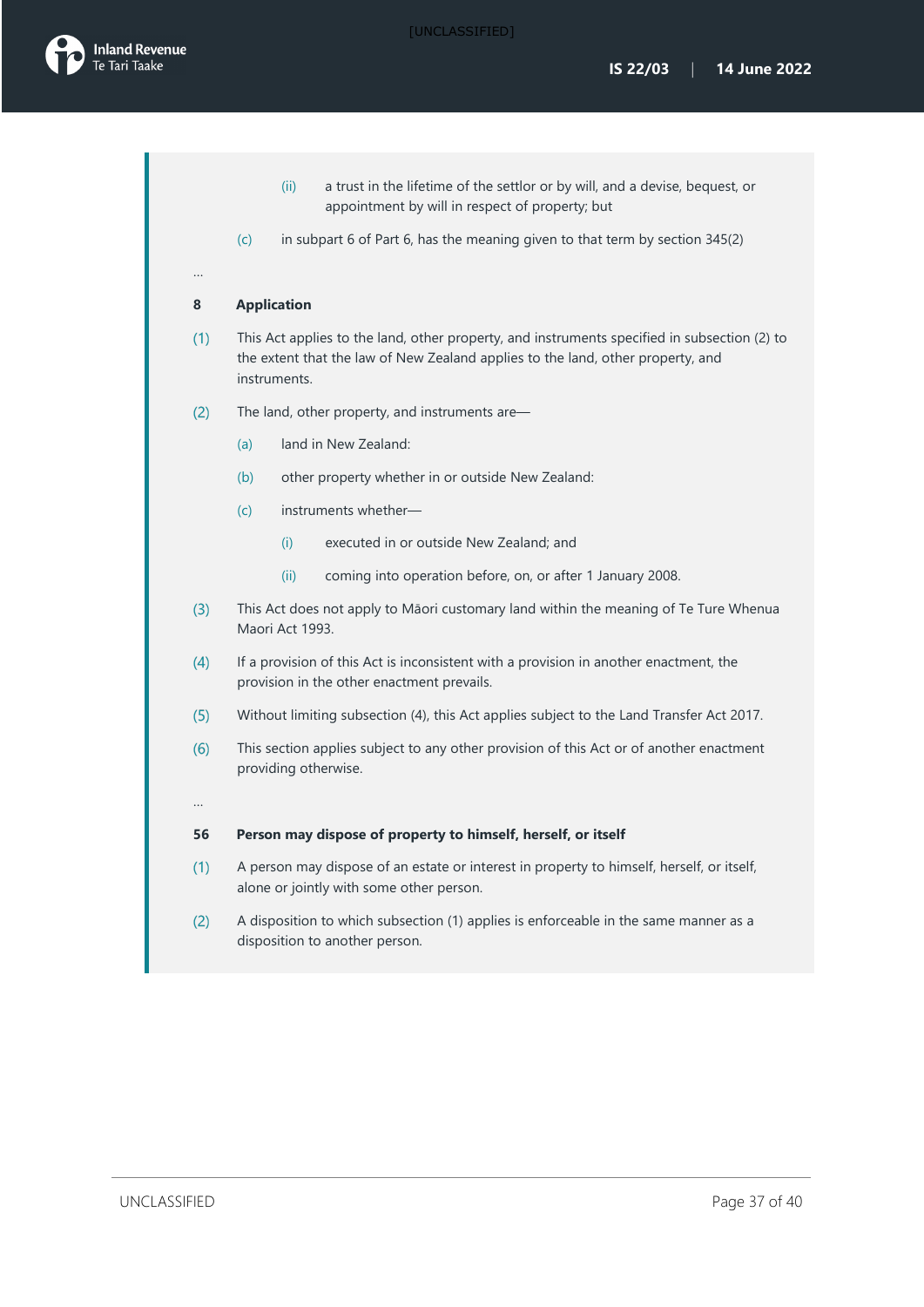(ii) a trust in the lifetime of the settlor or by will, and a devise, bequest, or appointment by will in respect of property; but

(c) in subpart 6 of Part 6, has the meaning given to that term by section 345(2)

…

**8 Application**

(1) This Act applies to the land, other property, and instruments specified in subsection (2) to the extent that the law of New Zealand applies to the land, other property, and instruments.

(2) The land, other property, and instruments are—

(a) land in New Zealand:

(b) other property whether in or outside New Zealand:

(c) instruments whether—

(i) executed in or outside New Zealand; and

(ii) coming into operation before, on, or after 1 January 2008.

(3) This Act does not apply to Māori customary land within the meaning of Te Ture Whenua Maori Act 1993.

(4) If a provision of this Act is inconsistent with a provision in another enactment, the provision in the other enactment prevails.

(5) Without limiting subsection (4), this Act applies subject to the Land Transfer Act 2017.

(6) This section applies subject to any other provision of this Act or of another enactment providing otherwise.

…

**56 Person may dispose of property to himself, herself, or itself**

(1) A person may dispose of an estate or interest in property to himself, herself, or itself, alone or jointly with some other person.

(2) A disposition to which subsection (1) applies is enforceable in the same manner as a disposition to another person.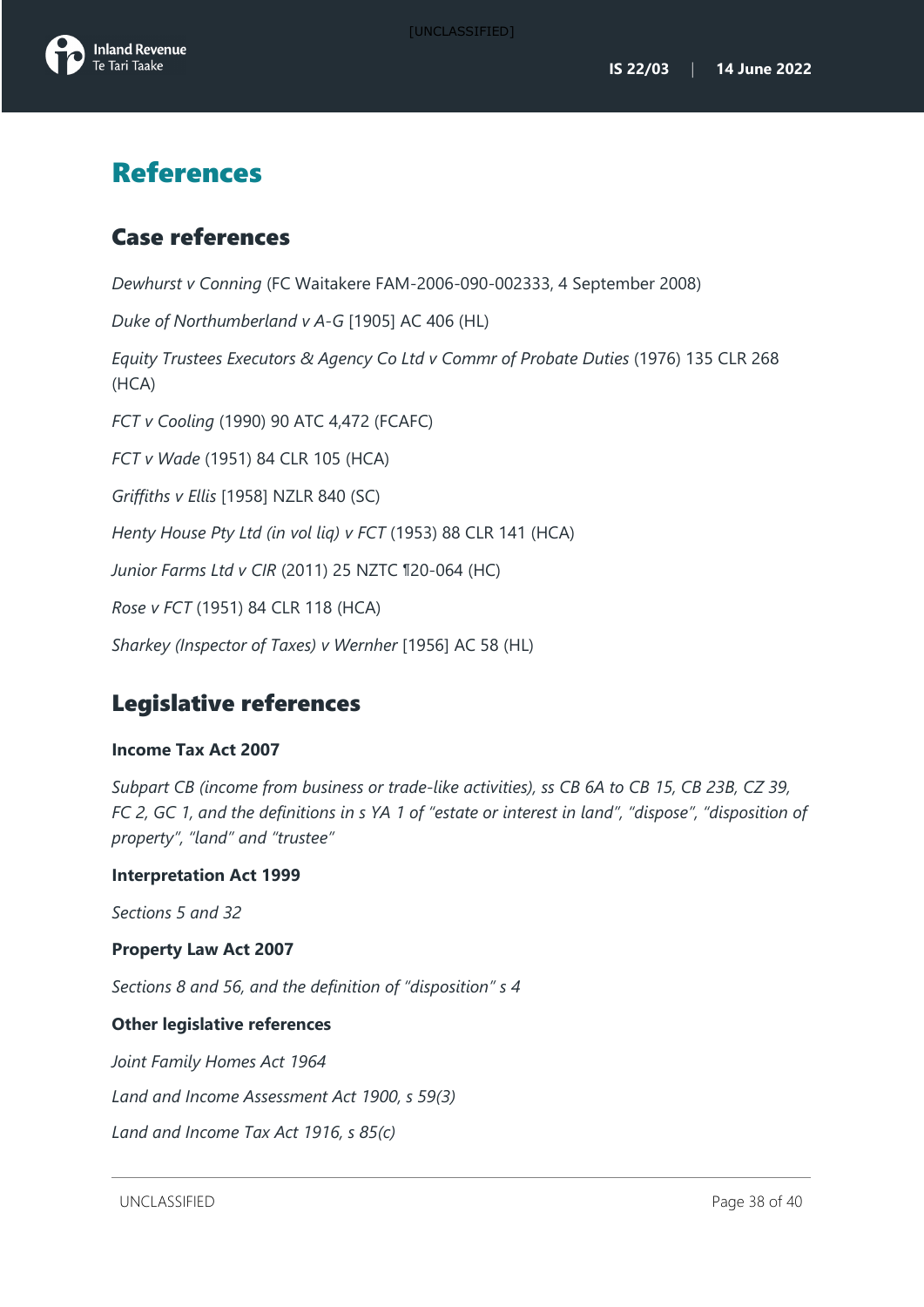# References

## Case references

*Dewhurst v Conning* (FC Waitakere FAM-2006-090-002333, 4 September 2008)

*Duke of Northumberland v A-G* [1905] AC 406 (HL)

*Equity Trustees Executors & Agency Co Ltd v Commr of Probate Duties* (1976) 135 CLR 268 (HCA)

*FCT v Cooling* (1990) 90 ATC 4,472 (FCAFC)

*FCT v Wade* (1951) 84 CLR 105 (HCA)

*Griffiths v Ellis* [1958] NZLR 840 (SC)

*Henty House Pty Ltd (in vol liq) v FCT* (1953) 88 CLR 141 (HCA)

*Junior Farms Ltd v CIR* (2011) 25 NZTC ¶20-064 (HC)

*Rose v FCT* (1951) 84 CLR 118 (HCA)

*Sharkey (Inspector of Taxes) v Wernher* [1956] AC 58 (HL)

## Legislative references

**Income Tax Act 2007**

*Subpart CB (income from business or trade-like activities), ss CB 6A to CB 15, CB 23B, CZ 39, FC 2, GC 1, and the definitions in s YA 1 of "estate or interest in land", "dispose", "disposition of property", "land" and "trustee"*

**Interpretation Act 1999**

*Sections 5 and 32*

**Property Law Act 2007**

*Sections 8 and 56, and the definition of "disposition" s 4*

**Other legislative references**

*Joint Family Homes Act 1964*

*Land and Income Assessment Act 1900, s 59(3)*

*Land and Income Tax Act 1916, s 85(c)*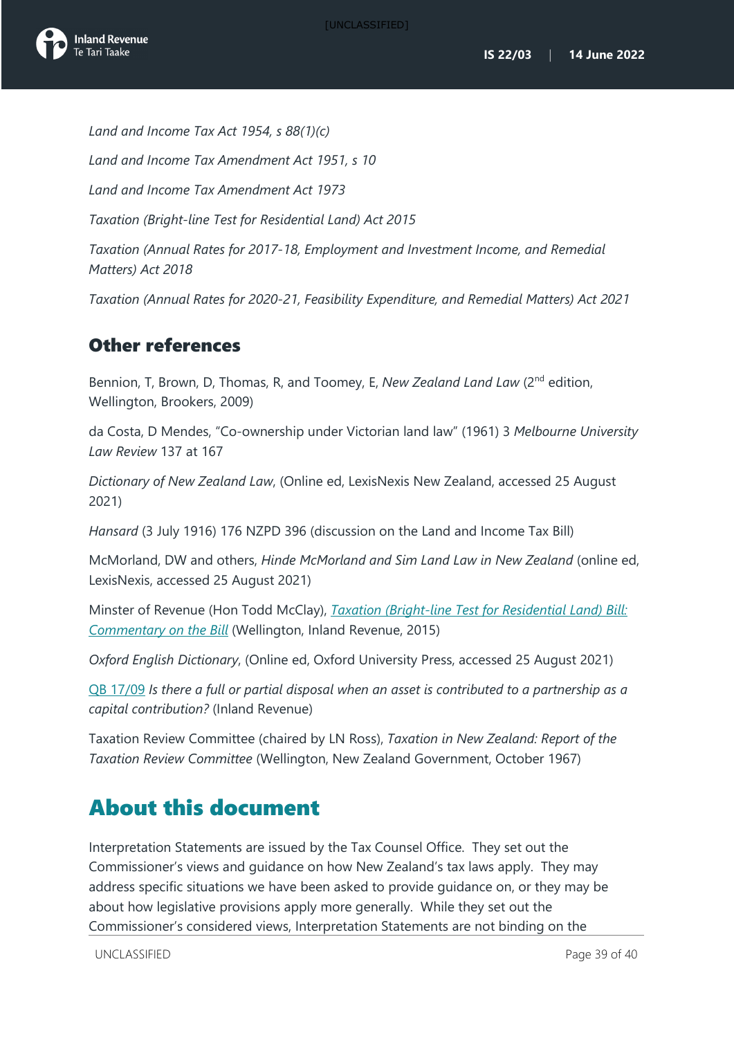*Land and Income Tax Act 1954, s 88(1)(c)*

*Land and Income Tax Amendment Act 1951, s 10*

*Land and Income Tax Amendment Act 1973*

*Taxation (Bright-line Test for Residential Land) Act 2015*

*Taxation (Annual Rates for 2017-18, Employment and Investment Income, and Remedial Matters) Act 2018*

*Taxation (Annual Rates for 2020-21, Feasibility Expenditure, and Remedial Matters) Act 2021*

## Other references

Bennion, T, Brown, D, Thomas, R, and Toomey, E, *New Zealand Land Law* (2nd edition, Wellington, Brookers, 2009)

da Costa, D Mendes, "Co-ownership under Victorian land law" (1961) 3 *Melbourne University Law Review* 137 at 167

*Dictionary of New Zealand Law*, (Online ed, LexisNexis New Zealand, accessed 25 August 2021)

*Hansard* (3 July 1916) 176 NZPD 396 (discussion on the Land and Income Tax Bill)

McMorland, DW and others, *Hinde McMorland and Sim Land Law in New Zealand* (online ed, LexisNexis, accessed 25 August 2021)

Minster of Revenue (Hon Todd McClay), *Taxation (Bright-line Test for Residential Land) Bill: Commentary on the Bill* (Wellington, Inland Revenue, 2015)

*Oxford English Dictionary*, (Online ed, Oxford University Press, accessed 25 August 2021)

QB 17/09 *Is there a full or partial disposal when an asset is contributed to a partnership as a capital contribution?* (Inland Revenue)

Taxation Review Committee (chaired by LN Ross), *Taxation in New Zealand: Report of the Taxation Review Committee* (Wellington, New Zealand Government, October 1967)

# About this document

Interpretation Statements are issued by the Tax Counsel Office. They set out the Commissioner's views and guidance on how New Zealand's tax laws apply. They may address specific situations we have been asked to provide guidance on, or they may be about how legislative provisions apply more generally. While they set out the Commissioner's considered views, Interpretation Statements are not binding on the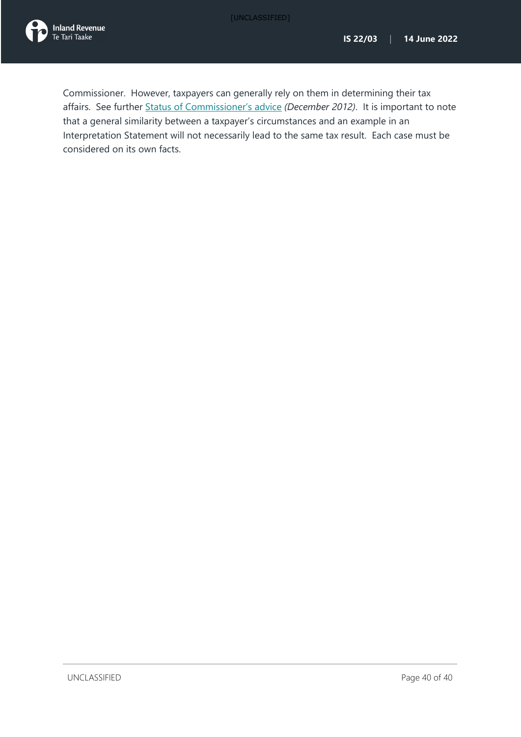Commissioner. However, taxpayers can generally rely on them in determining their tax affairs. See further Status of Commissioner's advice *(December 2012)*. It is important to note that a general similarity between a taxpayer's circumstances and an example in an Interpretation Statement will not necessarily lead to the same tax result. Each case must be considered on its own facts.